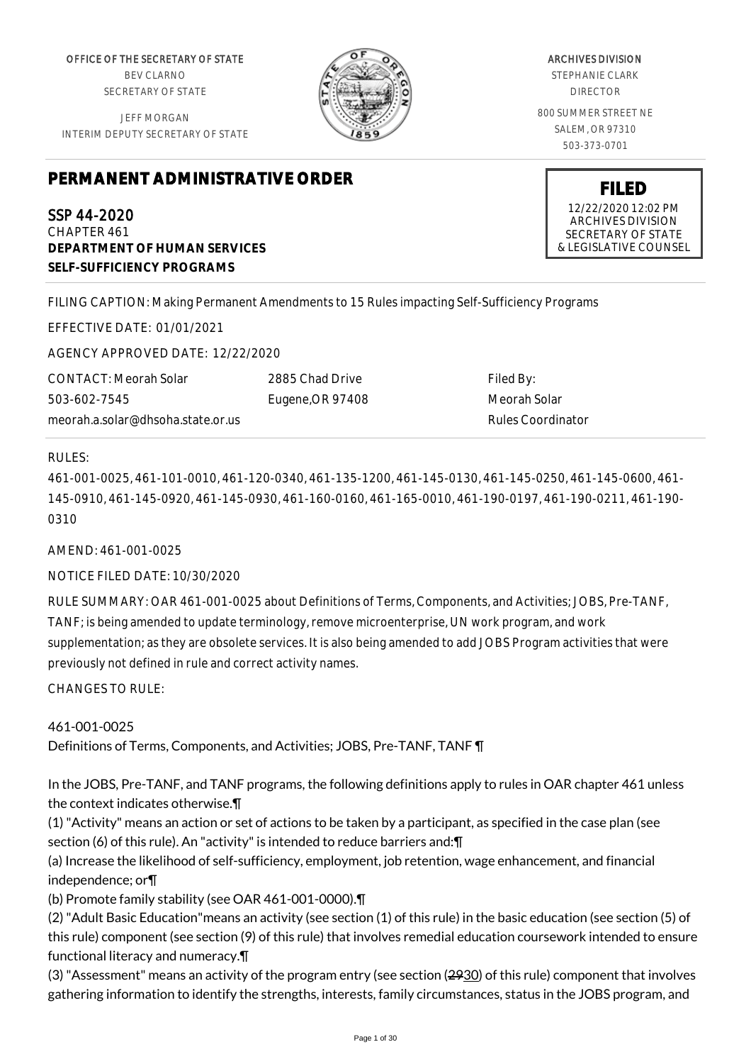OFFICE OF THE SECRETARY OF STATE
BEV CLARNO
SECRETARY OF STATE

JEFF MORGAN
INTERIM DEPUTY SECRETARY OF STATE

ARCHIVES DIVISION
STEPHANIE CLARK
DIRECTOR

800 SUMMER STREET NE
SALEM, OR 97310
503-373-0701

# PERMANENT ADMINISTRATIVE ORDER

**FILED**
12/22/2020 12:02 PM
ARCHIVES DIVISION
SECRETARY OF STATE
& LEGISLATIVE COUNSEL

SSP 44-2020
CHAPTER 461
**DEPARTMENT OF HUMAN SERVICES**
**SELF-SUFFICIENCY PROGRAMS**

FILING CAPTION: Making Permanent Amendments to 15 Rules impacting Self-Sufficiency Programs

EFFECTIVE DATE: 01/01/2021

AGENCY APPROVED DATE: 12/22/2020

CONTACT: Meorah Solar
503-602-7545
meorah.a.solar@dhsoha.state.or.us

2885 Chad Drive
Eugene,OR 97408

Filed By:
Meorah Solar
Rules Coordinator

RULES:

461-001-0025, 461-101-0010, 461-120-0340, 461-135-1200, 461-145-0130, 461-145-0250, 461-145-0600, 461-145-0910, 461-145-0920, 461-145-0930, 461-160-0160, 461-165-0010, 461-190-0197, 461-190-0211, 461-190-0310

AMEND: 461-001-0025

NOTICE FILED DATE: 10/30/2020

RULE SUMMARY: OAR 461-001-0025 about Definitions of Terms, Components, and Activities; JOBS, Pre-TANF, TANF; is being amended to update terminology, remove microenterprise, UN work program, and work supplementation; as they are obsolete services. It is also being amended to add JOBS Program activities that were previously not defined in rule and correct activity names.

CHANGES TO RULE:

461-001-0025
Definitions of Terms, Components, and Activities; JOBS, Pre-TANF, TANF ¶

In the JOBS, Pre-TANF, and TANF programs, the following definitions apply to rules in OAR chapter 461 unless the context indicates otherwise.¶
(1) "Activity" means an action or set of actions to be taken by a participant, as specified in the case plan (see section (6) of this rule). An "activity" is intended to reduce barriers and:¶
(a) Increase the likelihood of self-sufficiency, employment, job retention, wage enhancement, and financial independence; or¶
(b) Promote family stability (see OAR 461-001-0000).¶
(2) "Adult Basic Education"means an activity (see section (1) of this rule) in the basic education (see section (5) of this rule) component (see section (9) of this rule) that involves remedial education coursework intended to ensure functional literacy and numeracy.¶
(3) "Assessment" means an activity of the program entry (see section (~~29~~30) of this rule) component that involves gathering information to identify the strengths, interests, family circumstances, status in the JOBS program, and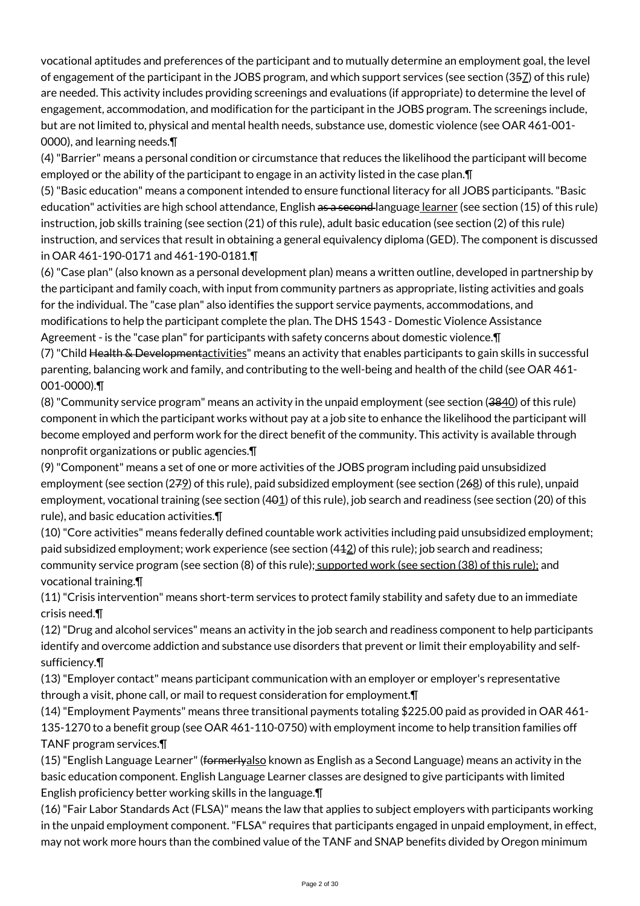vocational aptitudes and preferences of the participant and to mutually determine an employment goal, the level of engagement of the participant in the JOBS program, and which support services (see section (3~~5~~<u>7</u>) of this rule) are needed. This activity includes providing screenings and evaluations (if appropriate) to determine the level of engagement, accommodation, and modification for the participant in the JOBS program. The screenings include, but are not limited to, physical and mental health needs, substance use, domestic violence (see OAR 461-001-0000), and learning needs.¶

(4) "Barrier" means a personal condition or circumstance that reduces the likelihood the participant will become employed or the ability of the participant to engage in an activity listed in the case plan.¶

(5) "Basic education" means a component intended to ensure functional literacy for all JOBS participants. "Basic education" activities are high school attendance, English ~~as a second~~ language<u> learner</u> (see section (15) of this rule) instruction, job skills training (see section (21) of this rule), adult basic education (see section (2) of this rule) instruction, and services that result in obtaining a general equivalency diploma (GED). The component is discussed in OAR 461-190-0171 and 461-190-0181.¶

(6) "Case plan" (also known as a personal development plan) means a written outline, developed in partnership by the participant and family coach, with input from community partners as appropriate, listing activities and goals for the individual. The "case plan" also identifies the support service payments, accommodations, and modifications to help the participant complete the plan. The DHS 1543 - Domestic Violence Assistance Agreement - is the "case plan" for participants with safety concerns about domestic violence.¶

(7) "Child ~~Health & Development~~<u>activities</u>" means an activity that enables participants to gain skills in successful parenting, balancing work and family, and contributing to the well-being and health of the child (see OAR 461-001-0000).¶

(8) "Community service program" means an activity in the unpaid employment (see section (~~38~~<u>40</u>) of this rule) component in which the participant works without pay at a job site to enhance the likelihood the participant will become employed and perform work for the direct benefit of the community. This activity is available through nonprofit organizations or public agencies.¶

(9) "Component" means a set of one or more activities of the JOBS program including paid unsubsidized employment (see section (2~~7~~<u>9</u>) of this rule), paid subsidized employment (see section (2~~6~~<u>8</u>) of this rule), unpaid employment, vocational training (see section (4~~0~~<u>1</u>) of this rule), job search and readiness (see section (20) of this rule), and basic education activities.¶

(10) "Core activities" means federally defined countable work activities including paid unsubsidized employment; paid subsidized employment; work experience (see section (4~~1~~<u>2</u>) of this rule); job search and readiness; community service program (see section (8) of this rule);<u> supported work (see section (38) of this rule);</u> and vocational training.¶

(11) "Crisis intervention" means short-term services to protect family stability and safety due to an immediate crisis need.¶

(12) "Drug and alcohol services" means an activity in the job search and readiness component to help participants identify and overcome addiction and substance use disorders that prevent or limit their employability and self-sufficiency.¶

(13) "Employer contact" means participant communication with an employer or employer's representative through a visit, phone call, or mail to request consideration for employment.¶

(14) "Employment Payments" means three transitional payments totaling $225.00 paid as provided in OAR 461-135-1270 to a benefit group (see OAR 461-110-0750) with employment income to help transition families off TANF program services.¶

(15) "English Language Learner" (~~formerly~~<u>also</u> known as English as a Second Language) means an activity in the basic education component. English Language Learner classes are designed to give participants with limited English proficiency better working skills in the language.¶

(16) "Fair Labor Standards Act (FLSA)" means the law that applies to subject employers with participants working in the unpaid employment component. "FLSA" requires that participants engaged in unpaid employment, in effect, may not work more hours than the combined value of the TANF and SNAP benefits divided by Oregon minimum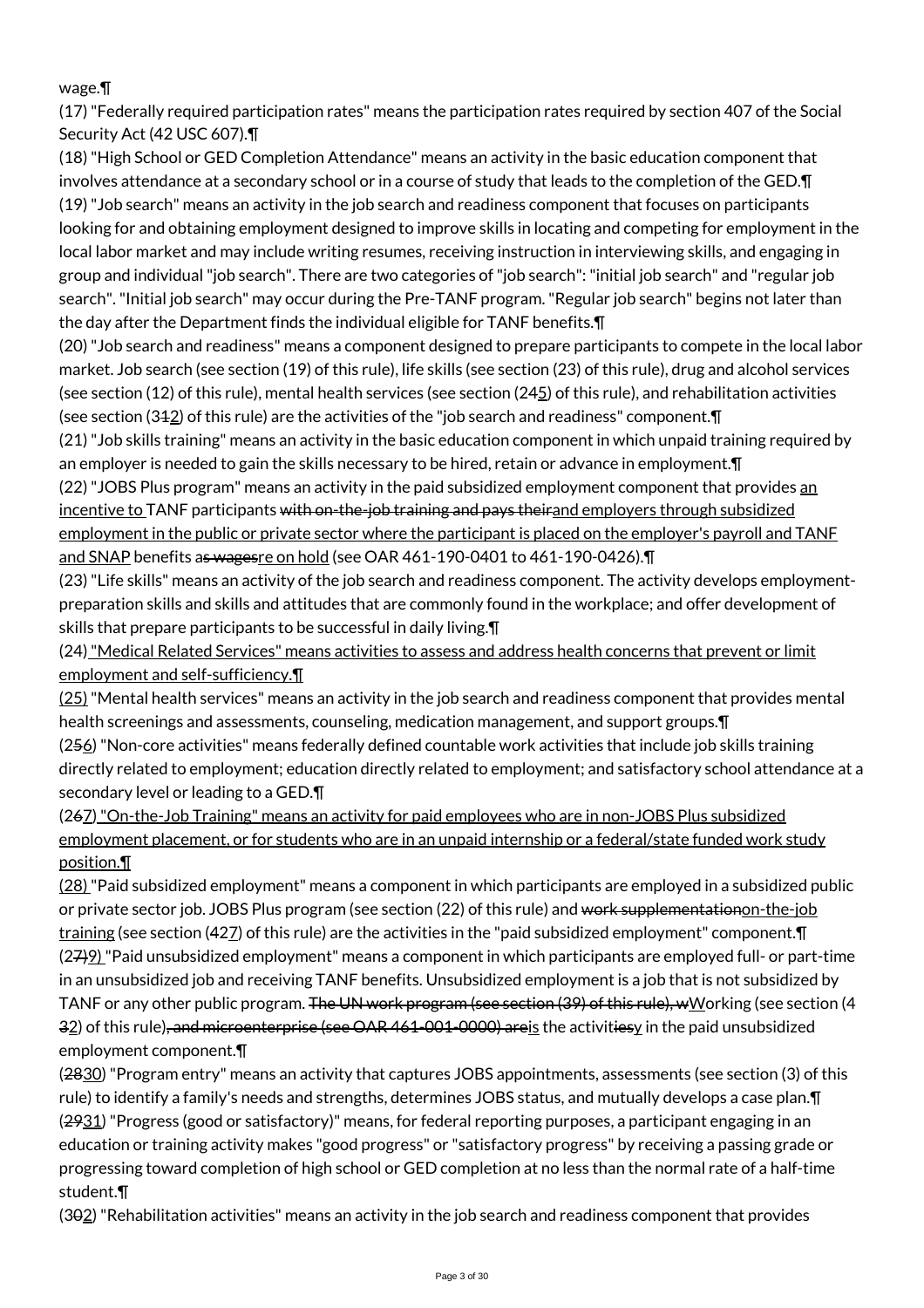wage.¶

(17) "Federally required participation rates" means the participation rates required by section 407 of the Social Security Act (42 USC 607).¶

(18) "High School or GED Completion Attendance" means an activity in the basic education component that involves attendance at a secondary school or in a course of study that leads to the completion of the GED.¶

(19) "Job search" means an activity in the job search and readiness component that focuses on participants looking for and obtaining employment designed to improve skills in locating and competing for employment in the local labor market and may include writing resumes, receiving instruction in interviewing skills, and engaging in group and individual "job search". There are two categories of "job search": "initial job search" and "regular job search". "Initial job search" may occur during the Pre-TANF program. "Regular job search" begins not later than the day after the Department finds the individual eligible for TANF benefits.¶

(20) "Job search and readiness" means a component designed to prepare participants to compete in the local labor market. Job search (see section (19) of this rule), life skills (see section (23) of this rule), drug and alcohol services (see section (12) of this rule), mental health services (see section (24<u>5</u>) of this rule), and rehabilitation activities (see section (3~~1~~<u>2</u>) of this rule) are the activities of the "job search and readiness" component.¶

(21) "Job skills training" means an activity in the basic education component in which unpaid training required by an employer is needed to gain the skills necessary to be hired, retain or advance in employment.¶

(22) "JOBS Plus program" means an activity in the paid subsidized employment component that provides <u>an incentive to</u> TANF participants ~~with on-the-job training and pays their~~<u>and employers through subsidized employment in the public or private sector where the participant is placed on the employer's payroll and TANF and SNAP</u> benefits a~~s wages~~<u>re on hold</u> (see OAR 461-190-0401 to 461-190-0426).¶

(23) "Life skills" means an activity of the job search and readiness component. The activity develops employment-preparation skills and skills and attitudes that are commonly found in the workplace; and offer development of skills that prepare participants to be successful in daily living.¶

(24)<u> "Medical Related Services" means activities to assess and address health concerns that prevent or limit employment and self-sufficiency.¶</u>

<u>(25)</u> "Mental health services" means an activity in the job search and readiness component that provides mental health screenings and assessments, counseling, medication management, and support groups.¶

(2~~5~~<u>6</u>) "Non-core activities" means federally defined countable work activities that include job skills training directly related to employment; education directly related to employment; and satisfactory school attendance at a secondary level or leading to a GED.¶

(2~~6~~<u>7</u>)<u> "On-the-Job Training" means an activity for paid employees who are in non-JOBS Plus subsidized employment placement, or for students who are in an unpaid internship or a federal/state funded work study position.¶</u>

<u>(28)</u> "Paid subsidized employment" means a component in which participants are employed in a subsidized public or private sector job. JOBS Plus program (see section (22) of this rule) and ~~work supplementation~~<u>on-the-job training</u> (see section (~~4~~2<u>7</u>) of this rule) are the activities in the "paid subsidized employment" component.¶

(2~~7)~~<u>9)</u> "Paid unsubsidized employment" means a component in which participants are employed full- or part-time in an unsubsidized job and receiving TANF benefits. Unsubsidized employment is a job that is not subsidized by TANF or any other public program. ~~The UN work program (see section (39) of this rule), w~~<u>W</u>orking (see section (4~~3~~<u>2</u>) of this rule)~~, and microenterprise (see OAR 461-001-0000) are~~<u>is</u> the activiti~~es~~<u>y</u> in the paid unsubsidized employment component.¶

(~~28~~<u>30</u>) "Program entry" means an activity that captures JOBS appointments, assessments (see section (3) of this rule) to identify a family's needs and strengths, determines JOBS status, and mutually develops a case plan.¶

(~~29~~<u>31</u>) "Progress (good or satisfactory)" means, for federal reporting purposes, a participant engaging in an education or training activity makes "good progress" or "satisfactory progress" by receiving a passing grade or progressing toward completion of high school or GED completion at no less than the normal rate of a half-time student.¶

(3~~0~~<u>2</u>) "Rehabilitation activities" means an activity in the job search and readiness component that provides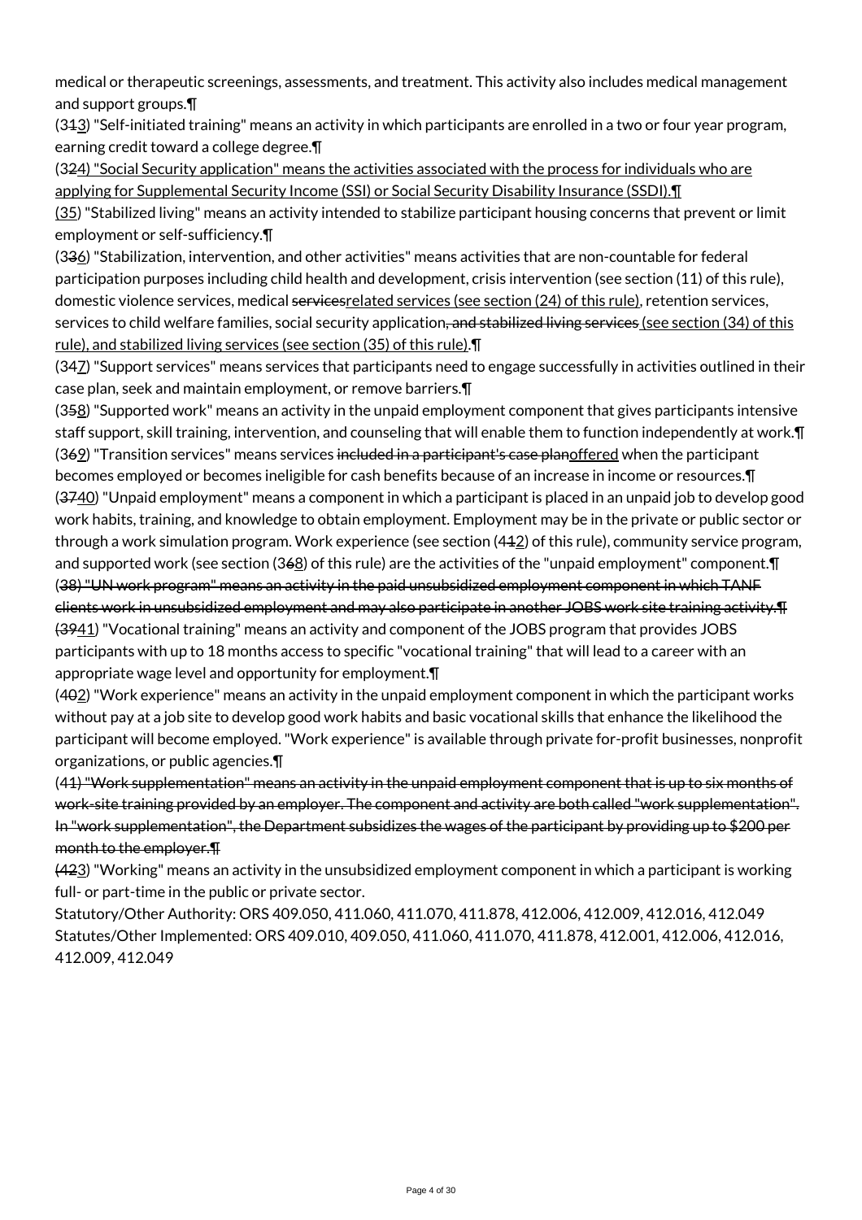medical or therapeutic screenings, assessments, and treatment. This activity also includes medical management and support groups.¶

(3~~1~~<u>3</u>) "Self-initiated training" means an activity in which participants are enrolled in a two or four year program, earning credit toward a college degree.¶

(3~~2~~<u>4) "Social Security application" means the activities associated with the process for individuals who are applying for Supplemental Security Income (SSI) or Social Security Disability Insurance (SSDI).¶</u>

<u>(35</u>) "Stabilized living" means an activity intended to stabilize participant housing concerns that prevent or limit employment or self-sufficiency.¶

(3~~3~~<u>6</u>) "Stabilization, intervention, and other activities" means activities that are non-countable for federal participation purposes including child health and development, crisis intervention (see section (11) of this rule), domestic violence services, medical ~~services~~<u>related services (see section (24) of this rule)</u>, retention services, services to child welfare families, social security application~~, and stabilized living services~~<u> (see section (34) of this rule), and stabilized living services (see section (35) of this rule)</u>.¶

(3~~4~~<u>7</u>) "Support services" means services that participants need to engage successfully in activities outlined in their case plan, seek and maintain employment, or remove barriers.¶

(3~~5~~<u>8</u>) "Supported work" means an activity in the unpaid employment component that gives participants intensive staff support, skill training, intervention, and counseling that will enable them to function independently at work.¶

(3~~6~~<u>9</u>) "Transition services" means services ~~included in a participant's case plan~~<u>offered</u> when the participant becomes employed or becomes ineligible for cash benefits because of an increase in income or resources.¶

(~~37~~<u>40</u>) "Unpaid employment" means a component in which a participant is placed in an unpaid job to develop good work habits, training, and knowledge to obtain employment. Employment may be in the private or public sector or through a work simulation program. Work experience (see section (4~~1~~<u>2</u>) of this rule), community service program, and supported work (see section (3~~6~~<u>8</u>) of this rule) are the activities of the "unpaid employment" component.¶

~~(38) "UN work program" means an activity in the paid unsubsidized employment component in which TANF clients work in unsubsidized employment and may also participate in another JOBS work site training activity.¶~~

(~~39~~<u>41</u>) "Vocational training" means an activity and component of the JOBS program that provides JOBS participants with up to 18 months access to specific "vocational training" that will lead to a career with an appropriate wage level and opportunity for employment.¶

(4~~0~~<u>2</u>) "Work experience" means an activity in the unpaid employment component in which the participant works without pay at a job site to develop good work habits and basic vocational skills that enhance the likelihood the participant will become employed. "Work experience" is available through private for-profit businesses, nonprofit organizations, or public agencies.¶

(4~~1) "Work supplementation" means an activity in the unpaid employment component that is up to six months of work-site training provided by an employer. The component and activity are both called "work supplementation". In "work supplementation", the Department subsidizes the wages of the participant by providing up to $200 per month to the employer.¶~~

~~(42~~<u>3</u>) "Working" means an activity in the unsubsidized employment component in which a participant is working full- or part-time in the public or private sector.

Statutory/Other Authority: ORS 409.050, 411.060, 411.070, 411.878, 412.006, 412.009, 412.016, 412.049

Statutes/Other Implemented: ORS 409.010, 409.050, 411.060, 411.070, 411.878, 412.001, 412.006, 412.016, 412.009, 412.049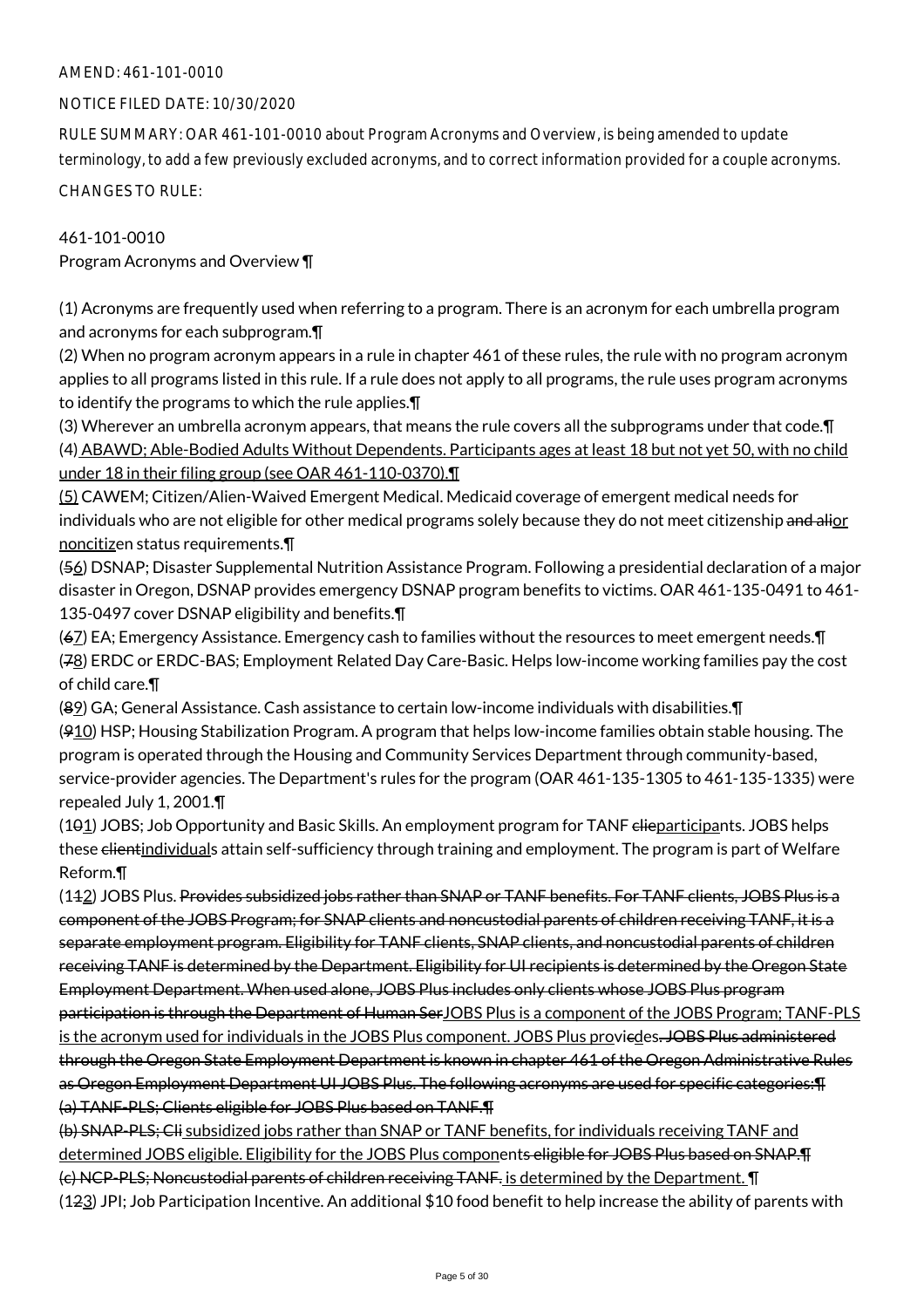AMEND: 461-101-0010

NOTICE FILED DATE: 10/30/2020

RULE SUMMARY: OAR 461-101-0010 about Program Acronyms and Overview, is being amended to update terminology, to add a few previously excluded acronyms, and to correct information provided for a couple acronyms.

CHANGES TO RULE:

461-101-0010
Program Acronyms and Overview ¶

(1) Acronyms are frequently used when referring to a program. There is an acronym for each umbrella program and acronyms for each subprogram.¶
(2) When no program acronym appears in a rule in chapter 461 of these rules, the rule with no program acronym applies to all programs listed in this rule. If a rule does not apply to all programs, the rule uses program acronyms to identify the programs to which the rule applies.¶
(3) Wherever an umbrella acronym appears, that means the rule covers all the subprograms under that code.¶
(4) ABAWD; Able-Bodied Adults Without Dependents. Participants ages at least 18 but not yet 50, with no child under 18 in their filing group (see OAR 461-110-0370).¶
(5) CAWEM; Citizen/Alien-Waived Emergent Medical. Medicaid coverage of emergent medical needs for individuals who are not eligible for other medical programs solely because they do not meet citizenship ~~and ali~~or noncitizen status requirements.¶
(~~5~~6) DSNAP; Disaster Supplemental Nutrition Assistance Program. Following a presidential declaration of a major disaster in Oregon, DSNAP provides emergency DSNAP program benefits to victims. OAR 461-135-0491 to 461-135-0497 cover DSNAP eligibility and benefits.¶
(~~6~~7) EA; Emergency Assistance. Emergency cash to families without the resources to meet emergent needs.¶
(~~7~~8) ERDC or ERDC-BAS; Employment Related Day Care-Basic. Helps low-income working families pay the cost of child care.¶
(~~8~~9) GA; General Assistance. Cash assistance to certain low-income individuals with disabilities.¶
(~~9~~10) HSP; Housing Stabilization Program. A program that helps low-income families obtain stable housing. The program is operated through the Housing and Community Services Department through community-based, service-provider agencies. The Department's rules for the program (OAR 461-135-1305 to 461-135-1335) were repealed July 1, 2001.¶
(1~~0~~1) JOBS; Job Opportunity and Basic Skills. An employment program for TANF ~~clie~~participants. JOBS helps these ~~client~~individuals attain self-sufficiency through training and employment. The program is part of Welfare Reform.¶
(1~~1~~2) JOBS Plus. ~~Provides subsidized jobs rather than SNAP or TANF benefits. For TANF clients, JOBS Plus is a component of the JOBS Program; for SNAP clients and noncustodial parents of children receiving TANF, it is a separate employment program. Eligibility for TANF clients, SNAP clients, and noncustodial parents of children receiving TANF is determined by the Department. Eligibility for UI recipients is determined by the Oregon State Employment Department. When used alone, JOBS Plus includes only clients whose JOBS Plus program participation is through the Department of Human Ser~~JOBS Plus is a component of the JOBS Program; TANF-PLS is the acronym used for individuals in the JOBS Plus component. JOBS Plus provi~~c~~des~~. JOBS Plus administered through the Oregon State Employment Department is known in chapter 461 of the Oregon Administrative Rules as Oregon Employment Department UI JOBS Plus. The following acronyms are used for specific categories:¶~~
~~(a) TANF-PLS; Clients eligible for JOBS Plus based on TANF.¶~~
~~(b) SNAP-PLS; Cli~~ subsidized jobs rather than SNAP or TANF benefits, for individuals receiving TANF and determined JOBS eligible. Eligibility for the JOBS Plus component~~s eligible for JOBS Plus based on SNAP.¶~~
~~(c) NCP-PLS; Noncustodial parents of children receiving TANF.~~ is determined by the Department. ¶
(1~~2~~3) JPI; Job Participation Incentive. An additional $10 food benefit to help increase the ability of parents with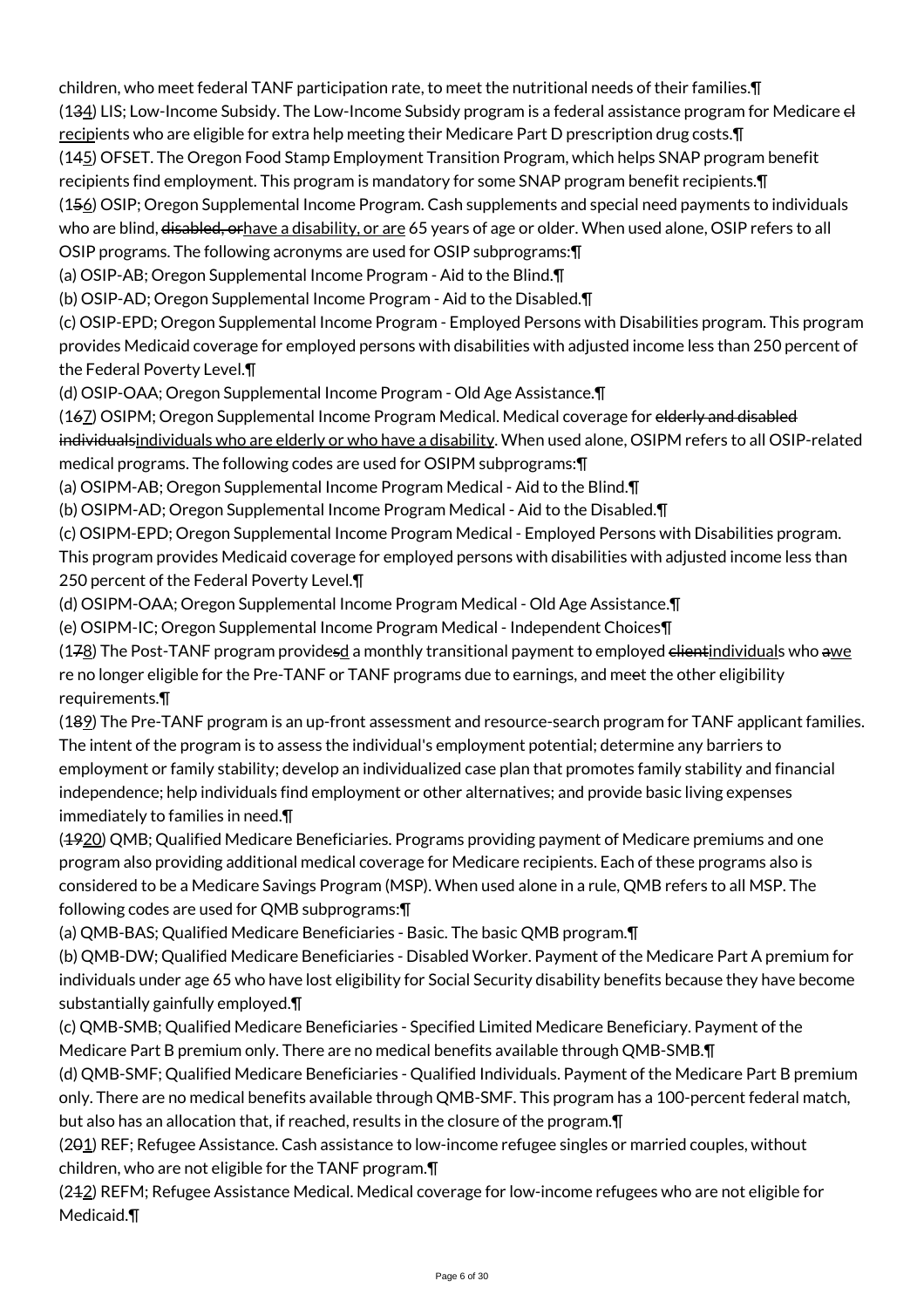children, who meet federal TANF participation rate, to meet the nutritional needs of their families.¶

(1~~3~~4) LIS; Low-Income Subsidy. The Low-Income Subsidy program is a federal assistance program for Medicare ~~cl~~recipients who are eligible for extra help meeting their Medicare Part D prescription drug costs.¶

(1~~4~~5) OFSET. The Oregon Food Stamp Employment Transition Program, which helps SNAP program benefit recipients find employment. This program is mandatory for some SNAP program benefit recipients.¶

(1~~5~~6) OSIP; Oregon Supplemental Income Program. Cash supplements and special need payments to individuals who are blind, ~~disabled, or~~have a disability, or are 65 years of age or older. When used alone, OSIP refers to all OSIP programs. The following acronyms are used for OSIP subprograms:¶

(a) OSIP-AB; Oregon Supplemental Income Program - Aid to the Blind.¶

(b) OSIP-AD; Oregon Supplemental Income Program - Aid to the Disabled.¶

(c) OSIP-EPD; Oregon Supplemental Income Program - Employed Persons with Disabilities program. This program provides Medicaid coverage for employed persons with disabilities with adjusted income less than 250 percent of the Federal Poverty Level.¶

(d) OSIP-OAA; Oregon Supplemental Income Program - Old Age Assistance.¶

(1~~6~~7) OSIPM; Oregon Supplemental Income Program Medical. Medical coverage for ~~elderly and disabled individuals~~individuals who are elderly or who have a disability. When used alone, OSIPM refers to all OSIP-related medical programs. The following codes are used for OSIPM subprograms:¶

(a) OSIPM-AB; Oregon Supplemental Income Program Medical - Aid to the Blind.¶

(b) OSIPM-AD; Oregon Supplemental Income Program Medical - Aid to the Disabled.¶

(c) OSIPM-EPD; Oregon Supplemental Income Program Medical - Employed Persons with Disabilities program. This program provides Medicaid coverage for employed persons with disabilities with adjusted income less than 250 percent of the Federal Poverty Level.¶

(d) OSIPM-OAA; Oregon Supplemental Income Program Medical - Old Age Assistance.¶

(e) OSIPM-IC; Oregon Supplemental Income Program Medical - Independent Choices¶

(1~~7~~8) The Post-TANF program provide~~s~~d a monthly transitional payment to employed ~~client~~individuals who ~~a~~were no longer eligible for the Pre-TANF or TANF programs due to earnings, and me~~e~~t the other eligibility requirements.¶

(1~~8~~9) The Pre-TANF program is an up-front assessment and resource-search program for TANF applicant families. The intent of the program is to assess the individual's employment potential; determine any barriers to employment or family stability; develop an individualized case plan that promotes family stability and financial independence; help individuals find employment or other alternatives; and provide basic living expenses immediately to families in need.¶

(~~19~~20) QMB; Qualified Medicare Beneficiaries. Programs providing payment of Medicare premiums and one program also providing additional medical coverage for Medicare recipients. Each of these programs also is considered to be a Medicare Savings Program (MSP). When used alone in a rule, QMB refers to all MSP. The following codes are used for QMB subprograms:¶

(a) QMB-BAS; Qualified Medicare Beneficiaries - Basic. The basic QMB program.¶

(b) QMB-DW; Qualified Medicare Beneficiaries - Disabled Worker. Payment of the Medicare Part A premium for individuals under age 65 who have lost eligibility for Social Security disability benefits because they have become substantially gainfully employed.¶

(c) QMB-SMB; Qualified Medicare Beneficiaries - Specified Limited Medicare Beneficiary. Payment of the Medicare Part B premium only. There are no medical benefits available through QMB-SMB.¶

(d) QMB-SMF; Qualified Medicare Beneficiaries - Qualified Individuals. Payment of the Medicare Part B premium only. There are no medical benefits available through QMB-SMF. This program has a 100-percent federal match, but also has an allocation that, if reached, results in the closure of the program.¶

(2~~0~~1) REF; Refugee Assistance. Cash assistance to low-income refugee singles or married couples, without children, who are not eligible for the TANF program.¶

(2~~1~~2) REFM; Refugee Assistance Medical. Medical coverage for low-income refugees who are not eligible for Medicaid.¶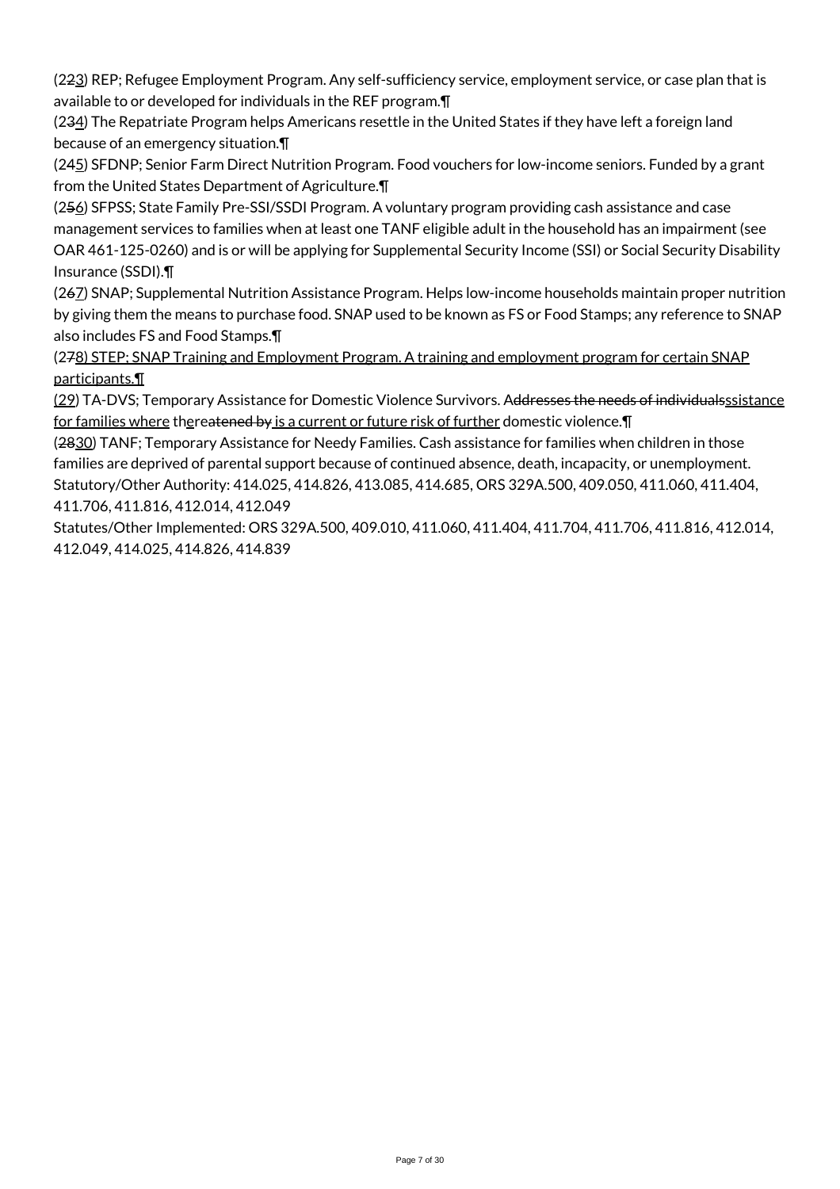(223) REP; Refugee Employment Program. Any self-sufficiency service, employment service, or case plan that is available to or developed for individuals in the REF program.¶

(234) The Repatriate Program helps Americans resettle in the United States if they have left a foreign land because of an emergency situation.¶

(245) SFDNP; Senior Farm Direct Nutrition Program. Food vouchers for low-income seniors. Funded by a grant from the United States Department of Agriculture.¶

(256) SFPSS; State Family Pre-SSI/SSDI Program. A voluntary program providing cash assistance and case management services to families when at least one TANF eligible adult in the household has an impairment (see OAR 461-125-0260) and is or will be applying for Supplemental Security Income (SSI) or Social Security Disability Insurance (SSDI).¶

(267) SNAP; Supplemental Nutrition Assistance Program. Helps low-income households maintain proper nutrition by giving them the means to purchase food. SNAP used to be known as FS or Food Stamps; any reference to SNAP also includes FS and Food Stamps.¶

(278) STEP; SNAP Training and Employment Program. A training and employment program for certain SNAP participants.¶

(29) TA-DVS; Temporary Assistance for Domestic Violence Survivors. Addresses the needs of individualsssistance for families where thereatened by is a current or future risk of further domestic violence.¶

(2830) TANF; Temporary Assistance for Needy Families. Cash assistance for families when children in those families are deprived of parental support because of continued absence, death, incapacity, or unemployment.

Statutory/Other Authority: 414.025, 414.826, 413.085, 414.685, ORS 329A.500, 409.050, 411.060, 411.404, 411.706, 411.816, 412.014, 412.049

Statutes/Other Implemented: ORS 329A.500, 409.010, 411.060, 411.404, 411.704, 411.706, 411.816, 412.014, 412.049, 414.025, 414.826, 414.839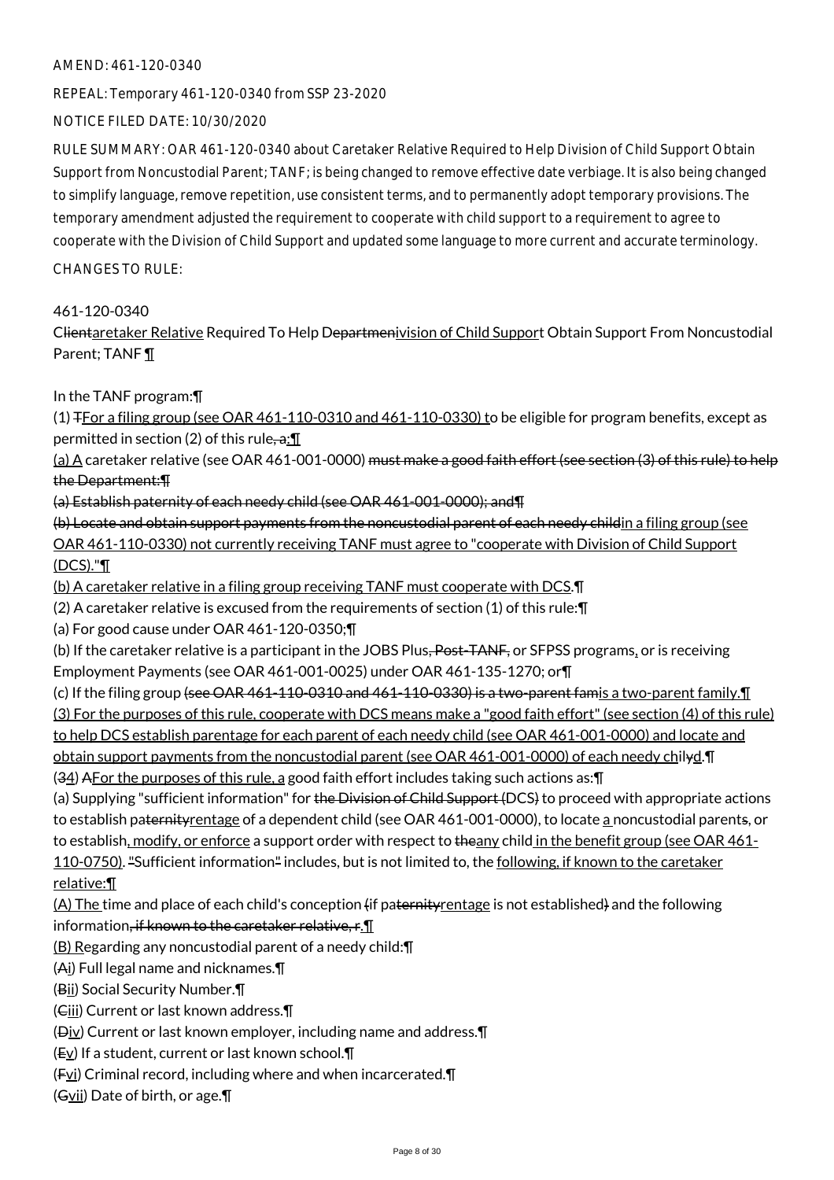AMEND: 461-120-0340

REPEAL: Temporary 461-120-0340 from SSP 23-2020

NOTICE FILED DATE: 10/30/2020

RULE SUMMARY: OAR 461-120-0340 about Caretaker Relative Required to Help Division of Child Support Obtain Support from Noncustodial Parent; TANF; is being changed to remove effective date verbiage. It is also being changed to simplify language, remove repetition, use consistent terms, and to permanently adopt temporary provisions. The temporary amendment adjusted the requirement to cooperate with child support to a requirement to agree to cooperate with the Division of Child Support and updated some language to more current and accurate terminology.

CHANGES TO RULE:

461-120-0340

Clientaretaker Relative Required To Help Departmenivision of Child Support Obtain Support From Noncustodial Parent; TANF ¶

In the TANF program:¶

(1) TFor a filing group (see OAR 461-110-0310 and 461-110-0330) to be eligible for program benefits, except as permitted in section (2) of this rule, a:¶

(a) A caretaker relative (see OAR 461-001-0000) must make a good faith effort (see section (3) of this rule) to help the Department:¶

(a) Establish paternity of each needy child (see OAR 461-001-0000); and¶

(b) Locate and obtain support payments from the noncustodial parent of each needy childin a filing group (see OAR 461-110-0330) not currently receiving TANF must agree to "cooperate with Division of Child Support (DCS)."¶

(b) A caretaker relative in a filing group receiving TANF must cooperate with DCS.¶

(2) A caretaker relative is excused from the requirements of section (1) of this rule:¶

(a) For good cause under OAR 461-120-0350;¶

(b) If the caretaker relative is a participant in the JOBS Plus, Post-TANF, or SFPSS programs, or is receiving Employment Payments (see OAR 461-001-0025) under OAR 461-135-1270; or¶

(c) If the filing group (see OAR 461-110-0310 and 461-110-0330) is a two-parent famis a two-parent family.¶

(3) For the purposes of this rule, cooperate with DCS means make a "good faith effort" (see section (4) of this rule) to help DCS establish parentage for each parent of each needy child (see OAR 461-001-0000) and locate and obtain support payments from the noncustodial parent (see OAR 461-001-0000) of each needy chilyd.¶

(34) AFor the purposes of this rule, a good faith effort includes taking such actions as:¶

(a) Supplying "sufficient information" for the Division of Child Support (DCS) to proceed with appropriate actions to establish paternityrentage of a dependent child (see OAR 461-001-0000), to locate a noncustodial parents, or to establish, modify, or enforce a support order with respect to theany child in the benefit group (see OAR 461-110-0750). "Sufficient information" includes, but is not limited to, the following, if known to the caretaker relative:¶

(A) The time and place of each child's conception (if paternityrentage is not established) and the following information, if known to the caretaker relative, r.¶

(B) Regarding any noncustodial parent of a needy child:¶

(Ai) Full legal name and nicknames.¶

(Bii) Social Security Number.¶

(Ciii) Current or last known address.¶

(Div) Current or last known employer, including name and address.¶

(Ev) If a student, current or last known school.¶

(Fvi) Criminal record, including where and when incarcerated.¶

(Gvii) Date of birth, or age.¶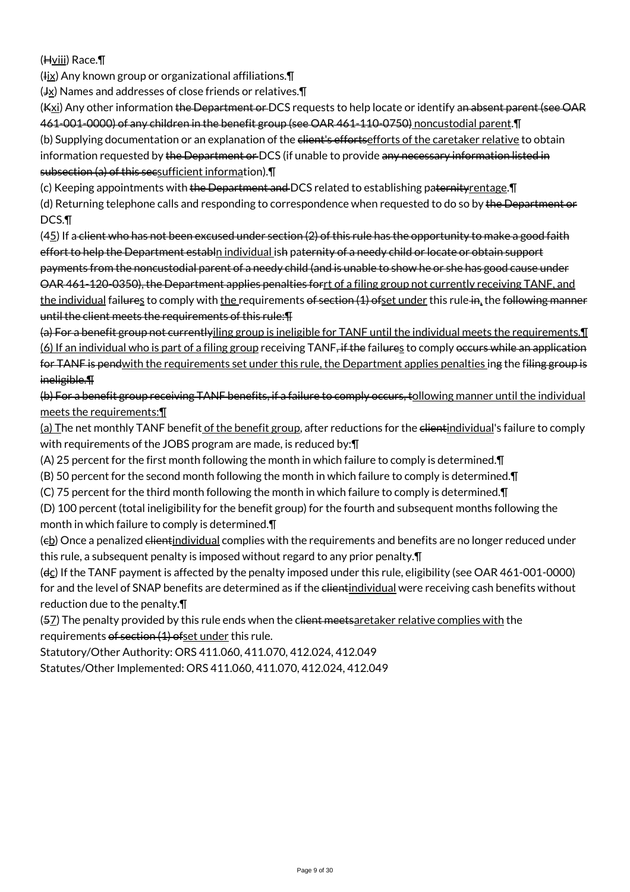(~~H~~viii) Race.¶

(~~I~~ix) Any known group or organizational affiliations.¶

(~~J~~x) Names and addresses of close friends or relatives.¶

(~~K~~xi) Any other information ~~the Department or~~ DCS requests to help locate or identify a~~n absent parent (see OAR 461-001-0000) of any children in the benefit group (see OAR 461-110-0750)~~ noncustodial parent.¶

(b) Supplying documentation or an explanation of the ~~client's efforts~~efforts of the caretaker relative to obtain information requested by ~~the Department or~~ DCS (if unable to provide ~~any necessary information listed in subsection (a) of this sec~~sufficient information).¶

(c) Keeping appointments with ~~the Department and~~ DCS related to establishing pa~~ternity~~rentage.¶

(d) Returning telephone calls and responding to correspondence when requested to do so by ~~the Department or~~ DCS.¶

(4~~5~~) If a~~ client who has not been excused under section (2) of this rule has the opportunity to make a good faith effort to help the Department establ~~n individual is~~h paternity of a needy child or locate or obtain support payments from the noncustodial parent of a needy child (and is unable to show he or she has good cause under OAR 461-120-0350), the Department applies penalties for~~rt of a filing group not currently receiving TANF, and the individual fail~~ures~~s to comply with the requirements ~~of section (1) of~~set under this rule~~ in~~, the f~~ollowing manner until the client meets the requirements of this rule:¶~~

~~(a) For a benefit group not currently~~iling group is ineligible for TANF until the individual meets the requirements.¶

(6) If an individual who is part of a filing group receiving TANF~~, if the~~ fail~~ure~~s to comply ~~occurs while an application for TANF is pend~~with the requirements set under this rule, the Department applies penalties ing the f~~iling group is ineligible.¶~~

~~(b) For a benefit group receiving TANF benefits, if a failure to comply occurs, t~~ollowing manner until the individual meets the requirements:¶

(a) The net monthly TANF benefit of the benefit group, after reductions for the ~~client~~individual's failure to comply with requirements of the JOBS program are made, is reduced by:¶

(A) 25 percent for the first month following the month in which failure to comply is determined.¶

(B) 50 percent for the second month following the month in which failure to comply is determined.¶

(C) 75 percent for the third month following the month in which failure to comply is determined.¶

(D) 100 percent (total ineligibility for the benefit group) for the fourth and subsequent months following the month in which failure to comply is determined.¶

(~~c~~b) Once a penalized ~~client~~individual complies with the requirements and benefits are no longer reduced under this rule, a subsequent penalty is imposed without regard to any prior penalty.¶

(~~d~~c) If the TANF payment is affected by the penalty imposed under this rule, eligibility (see OAR 461-001-0000) for and the level of SNAP benefits are determined as if the ~~client~~individual were receiving cash benefits without reduction due to the penalty.¶

(~~5~~7) The penalty provided by this rule ends when the c~~lient meets~~aretaker relative complies with the requirements ~~of section (1) of~~set under this rule.

Statutory/Other Authority: ORS 411.060, 411.070, 412.024, 412.049

Statutes/Other Implemented: ORS 411.060, 411.070, 412.024, 412.049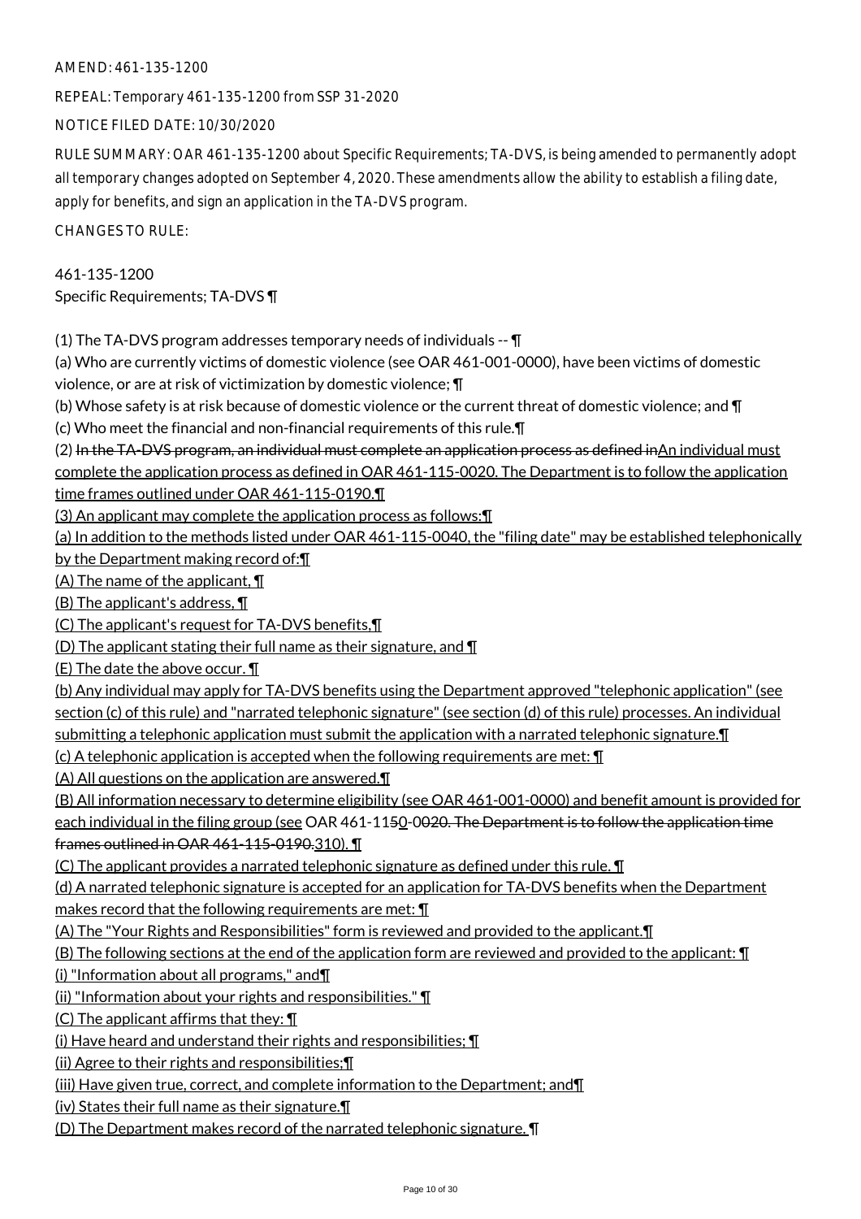AMEND: 461-135-1200

REPEAL: Temporary 461-135-1200 from SSP 31-2020

NOTICE FILED DATE: 10/30/2020

RULE SUMMARY: OAR 461-135-1200 about Specific Requirements; TA-DVS, is being amended to permanently adopt all temporary changes adopted on September 4, 2020. These amendments allow the ability to establish a filing date, apply for benefits, and sign an application in the TA-DVS program.

CHANGES TO RULE:

461-135-1200
Specific Requirements; TA-DVS ¶

(1) The TA-DVS program addresses temporary needs of individuals -- ¶
(a) Who are currently victims of domestic violence (see OAR 461-001-0000), have been victims of domestic violence, or are at risk of victimization by domestic violence; ¶
(b) Whose safety is at risk because of domestic violence or the current threat of domestic violence; and ¶
(c) Who meet the financial and non-financial requirements of this rule.¶
(2) ~~In the TA-DVS program, an individual must complete an application process as defined in~~An individual must complete the application process as defined in OAR 461-115-0020. The Department is to follow the application time frames outlined under OAR 461-115-0190.¶
(3) An applicant may complete the application process as follows:¶
(a) In addition to the methods listed under OAR 461-115-0040, the "filing date" may be established telephonically by the Department making record of:¶
(A) The name of the applicant, ¶
(B) The applicant's address, ¶
(C) The applicant's request for TA-DVS benefits,¶
(D) The applicant stating their full name as their signature, and ¶
(E) The date the above occur. ¶
(b) Any individual may apply for TA-DVS benefits using the Department approved "telephonic application" (see section (c) of this rule) and "narrated telephonic signature" (see section (d) of this rule) processes. An individual submitting a telephonic application must submit the application with a narrated telephonic signature.¶
(c) A telephonic application is accepted when the following requirements are met: ¶
(A) All questions on the application are answered.¶
(B) All information necessary to determine eligibility (see OAR 461-001-0000) and benefit amount is provided for each individual in the filing group (see OAR 461-11~~5~~0-0~~020. The Department is to follow the application time frames outlined in OAR 461-115-0190.~~310). ¶
(C) The applicant provides a narrated telephonic signature as defined under this rule. ¶
(d) A narrated telephonic signature is accepted for an application for TA-DVS benefits when the Department makes record that the following requirements are met: ¶
(A) The "Your Rights and Responsibilities" form is reviewed and provided to the applicant.¶
(B) The following sections at the end of the application form are reviewed and provided to the applicant: ¶
(i) "Information about all programs," and¶
(ii) "Information about your rights and responsibilities." ¶
(C) The applicant affirms that they: ¶
(i) Have heard and understand their rights and responsibilities; ¶
(ii) Agree to their rights and responsibilities;¶
(iii) Have given true, correct, and complete information to the Department; and¶
(iv) States their full name as their signature.¶
(D) The Department makes record of the narrated telephonic signature. ¶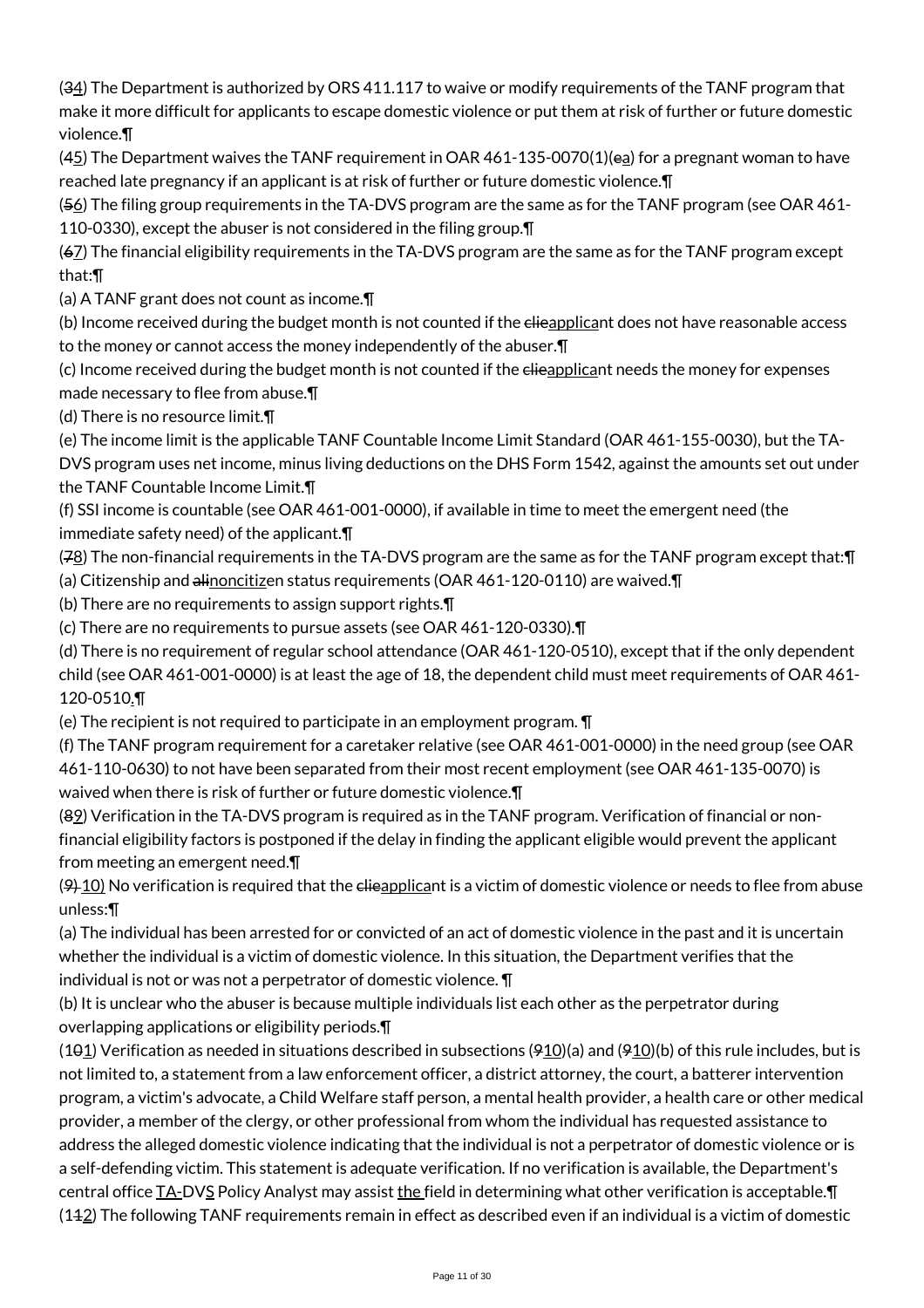(34) The Department is authorized by ORS 411.117 to waive or modify requirements of the TANF program that make it more difficult for applicants to escape domestic violence or put them at risk of further or future domestic violence.¶

(45) The Department waives the TANF requirement in OAR 461-135-0070(1)(ea) for a pregnant woman to have reached late pregnancy if an applicant is at risk of further or future domestic violence.¶

(56) The filing group requirements in the TA-DVS program are the same as for the TANF program (see OAR 461-110-0330), except the abuser is not considered in the filing group.¶

(67) The financial eligibility requirements in the TA-DVS program are the same as for the TANF program except that:¶

(a) A TANF grant does not count as income.¶

(b) Income received during the budget month is not counted if the clieapplicant does not have reasonable access to the money or cannot access the money independently of the abuser.¶

(c) Income received during the budget month is not counted if the clieapplicant needs the money for expenses made necessary to flee from abuse.¶

(d) There is no resource limit.¶

(e) The income limit is the applicable TANF Countable Income Limit Standard (OAR 461-155-0030), but the TA-DVS program uses net income, minus living deductions on the DHS Form 1542, against the amounts set out under the TANF Countable Income Limit.¶

(f) SSI income is countable (see OAR 461-001-0000), if available in time to meet the emergent need (the immediate safety need) of the applicant.¶

(78) The non-financial requirements in the TA-DVS program are the same as for the TANF program except that:¶

(a) Citizenship and alinoncitizen status requirements (OAR 461-120-0110) are waived.¶

(b) There are no requirements to assign support rights.¶

(c) There are no requirements to pursue assets (see OAR 461-120-0330).¶

(d) There is no requirement of regular school attendance (OAR 461-120-0510), except that if the only dependent child (see OAR 461-001-0000) is at least the age of 18, the dependent child must meet requirements of OAR 461-120-0510.¶

(e) The recipient is not required to participate in an employment program. ¶

(f) The TANF program requirement for a caretaker relative (see OAR 461-001-0000) in the need group (see OAR 461-110-0630) to not have been separated from their most recent employment (see OAR 461-135-0070) is waived when there is risk of further or future domestic violence.¶

(89) Verification in the TA-DVS program is required as in the TANF program. Verification of financial or non-financial eligibility factors is postponed if the delay in finding the applicant eligible would prevent the applicant from meeting an emergent need.¶

(9) 10) No verification is required that the clieapplicant is a victim of domestic violence or needs to flee from abuse unless:¶

(a) The individual has been arrested for or convicted of an act of domestic violence in the past and it is uncertain whether the individual is a victim of domestic violence. In this situation, the Department verifies that the individual is not or was not a perpetrator of domestic violence. ¶

(b) It is unclear who the abuser is because multiple individuals list each other as the perpetrator during overlapping applications or eligibility periods.¶

(101) Verification as needed in situations described in subsections (910)(a) and (910)(b) of this rule includes, but is not limited to, a statement from a law enforcement officer, a district attorney, the court, a batterer intervention program, a victim's advocate, a Child Welfare staff person, a mental health provider, a health care or other medical provider, a member of the clergy, or other professional from whom the individual has requested assistance to address the alleged domestic violence indicating that the individual is not a perpetrator of domestic violence or is a self-defending victim. This statement is adequate verification. If no verification is available, the Department's central office TA-DVS Policy Analyst may assist the field in determining what other verification is acceptable.¶

(112) The following TANF requirements remain in effect as described even if an individual is a victim of domestic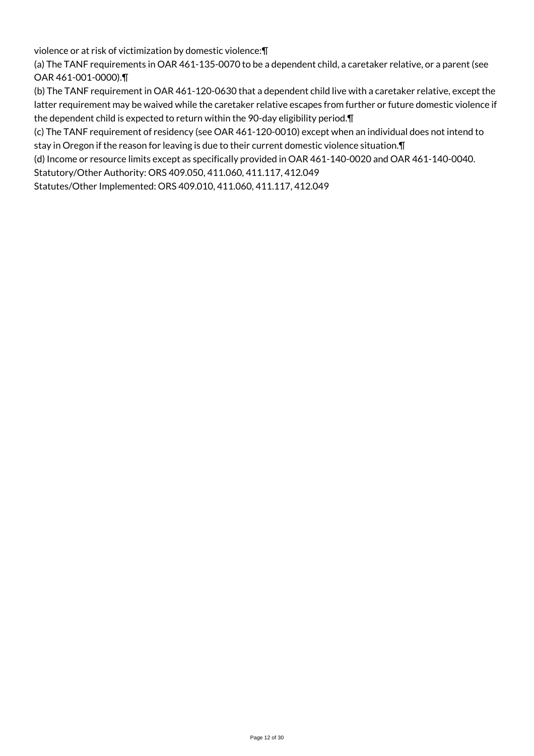violence or at risk of victimization by domestic violence:¶

(a) The TANF requirements in OAR 461-135-0070 to be a dependent child, a caretaker relative, or a parent (see OAR 461-001-0000).¶

(b) The TANF requirement in OAR 461-120-0630 that a dependent child live with a caretaker relative, except the latter requirement may be waived while the caretaker relative escapes from further or future domestic violence if the dependent child is expected to return within the 90-day eligibility period.¶

(c) The TANF requirement of residency (see OAR 461-120-0010) except when an individual does not intend to stay in Oregon if the reason for leaving is due to their current domestic violence situation.¶

(d) Income or resource limits except as specifically provided in OAR 461-140-0020 and OAR 461-140-0040.

Statutory/Other Authority: ORS 409.050, 411.060, 411.117, 412.049

Statutes/Other Implemented: ORS 409.010, 411.060, 411.117, 412.049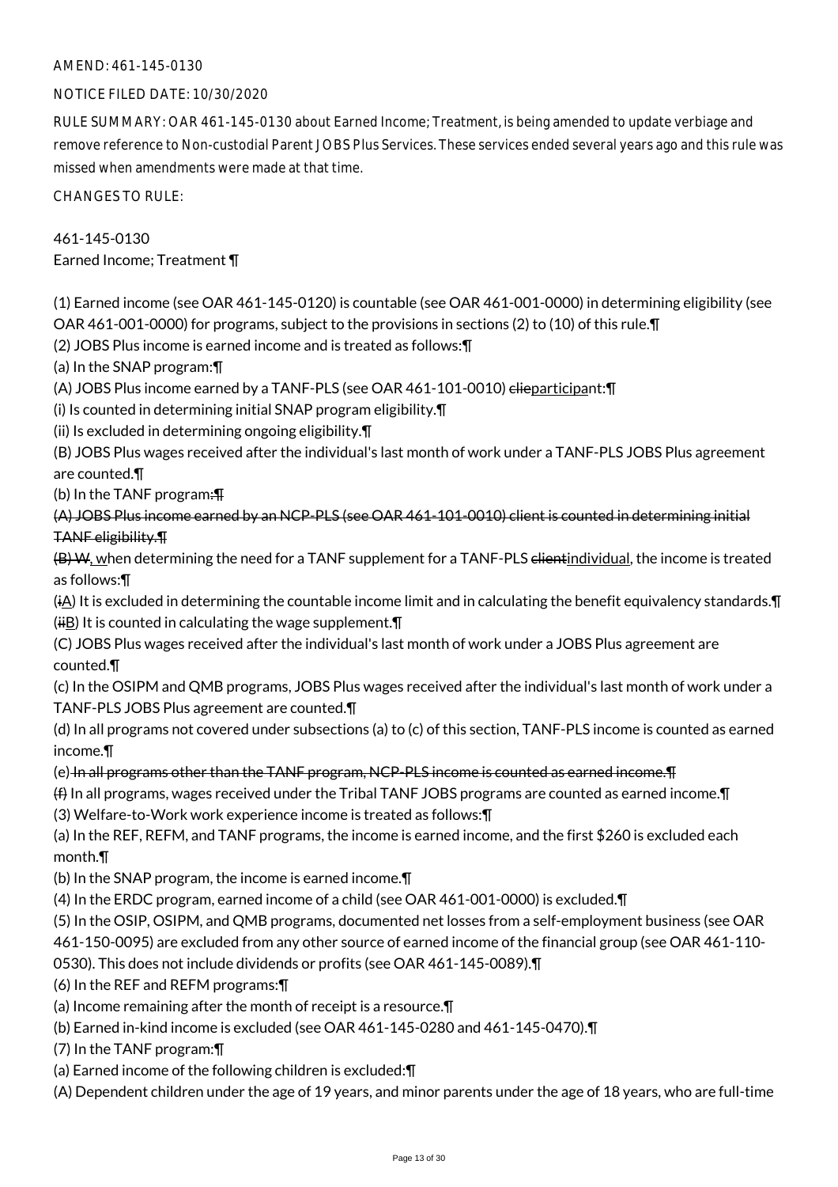AMEND: 461-145-0130

NOTICE FILED DATE: 10/30/2020

RULE SUMMARY: OAR 461-145-0130 about Earned Income; Treatment, is being amended to update verbiage and remove reference to Non-custodial Parent JOBS Plus Services. These services ended several years ago and this rule was missed when amendments were made at that time.

CHANGES TO RULE:

461-145-0130
Earned Income; Treatment ¶

(1) Earned income (see OAR 461-145-0120) is countable (see OAR 461-001-0000) in determining eligibility (see OAR 461-001-0000) for programs, subject to the provisions in sections (2) to (10) of this rule.¶
(2) JOBS Plus income is earned income and is treated as follows:¶
(a) In the SNAP program:¶
(A) JOBS Plus income earned by a TANF-PLS (see OAR 461-101-0010) ~~clie~~participant:¶
(i) Is counted in determining initial SNAP program eligibility.¶
(ii) Is excluded in determining ongoing eligibility.¶
(B) JOBS Plus wages received after the individual's last month of work under a TANF-PLS JOBS Plus agreement are counted.¶
(b) In the TANF program~~:¶~~
~~(A) JOBS Plus income earned by an NCP-PLS (see OAR 461-101-0010) client is counted in determining initial TANF eligibility.¶~~
~~(B) W~~, when determining the need for a TANF supplement for a TANF-PLS ~~client~~individual, the income is treated as follows:¶
(~~i~~A) It is excluded in determining the countable income limit and in calculating the benefit equivalency standards.¶
(~~ii~~B) It is counted in calculating the wage supplement.¶
(C) JOBS Plus wages received after the individual's last month of work under a JOBS Plus agreement are counted.¶
(c) In the OSIPM and QMB programs, JOBS Plus wages received after the individual's last month of work under a TANF-PLS JOBS Plus agreement are counted.¶
(d) In all programs not covered under subsections (a) to (c) of this section, TANF-PLS income is counted as earned income.¶
(e) ~~In all programs other than the TANF program, NCP-PLS income is counted as earned income.¶~~
~~(f)~~ In all programs, wages received under the Tribal TANF JOBS programs are counted as earned income.¶
(3) Welfare-to-Work work experience income is treated as follows:¶
(a) In the REF, REFM, and TANF programs, the income is earned income, and the first $260 is excluded each month.¶
(b) In the SNAP program, the income is earned income.¶
(4) In the ERDC program, earned income of a child (see OAR 461-001-0000) is excluded.¶
(5) In the OSIP, OSIPM, and QMB programs, documented net losses from a self-employment business (see OAR 461-150-0095) are excluded from any other source of earned income of the financial group (see OAR 461-110-0530). This does not include dividends or profits (see OAR 461-145-0089).¶
(6) In the REF and REFM programs:¶
(a) Income remaining after the month of receipt is a resource.¶
(b) Earned in-kind income is excluded (see OAR 461-145-0280 and 461-145-0470).¶
(7) In the TANF program:¶
(a) Earned income of the following children is excluded:¶
(A) Dependent children under the age of 19 years, and minor parents under the age of 18 years, who are full-time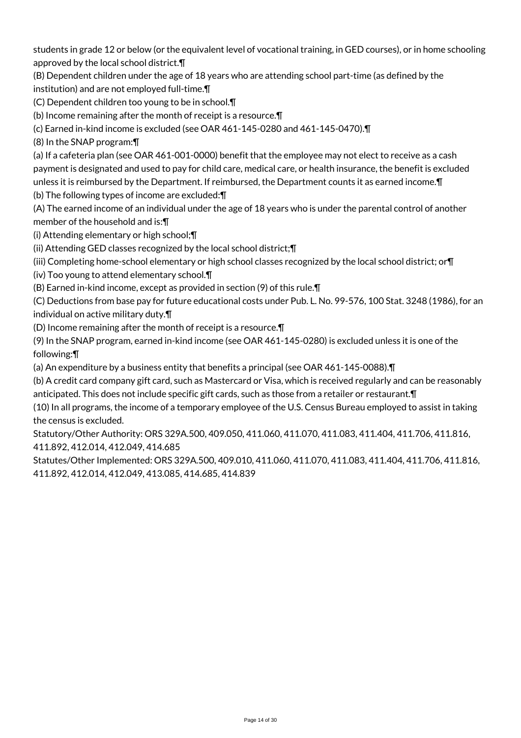students in grade 12 or below (or the equivalent level of vocational training, in GED courses), or in home schooling approved by the local school district.¶

(B) Dependent children under the age of 18 years who are attending school part-time (as defined by the institution) and are not employed full-time.¶

(C) Dependent children too young to be in school.¶

(b) Income remaining after the month of receipt is a resource.¶

(c) Earned in-kind income is excluded (see OAR 461-145-0280 and 461-145-0470).¶

(8) In the SNAP program:¶

(a) If a cafeteria plan (see OAR 461-001-0000) benefit that the employee may not elect to receive as a cash payment is designated and used to pay for child care, medical care, or health insurance, the benefit is excluded unless it is reimbursed by the Department. If reimbursed, the Department counts it as earned income.¶

(b) The following types of income are excluded:¶

(A) The earned income of an individual under the age of 18 years who is under the parental control of another member of the household and is:¶

(i) Attending elementary or high school;¶

(ii) Attending GED classes recognized by the local school district;¶

(iii) Completing home-school elementary or high school classes recognized by the local school district; or¶

(iv) Too young to attend elementary school.¶

(B) Earned in-kind income, except as provided in section (9) of this rule.¶

(C) Deductions from base pay for future educational costs under Pub. L. No. 99-576, 100 Stat. 3248 (1986), for an individual on active military duty.¶

(D) Income remaining after the month of receipt is a resource.¶

(9) In the SNAP program, earned in-kind income (see OAR 461-145-0280) is excluded unless it is one of the following:¶

(a) An expenditure by a business entity that benefits a principal (see OAR 461-145-0088).¶

(b) A credit card company gift card, such as Mastercard or Visa, which is received regularly and can be reasonably anticipated. This does not include specific gift cards, such as those from a retailer or restaurant.¶

(10) In all programs, the income of a temporary employee of the U.S. Census Bureau employed to assist in taking the census is excluded.

Statutory/Other Authority: ORS 329A.500, 409.050, 411.060, 411.070, 411.083, 411.404, 411.706, 411.816, 411.892, 412.014, 412.049, 414.685

Statutes/Other Implemented: ORS 329A.500, 409.010, 411.060, 411.070, 411.083, 411.404, 411.706, 411.816, 411.892, 412.014, 412.049, 413.085, 414.685, 414.839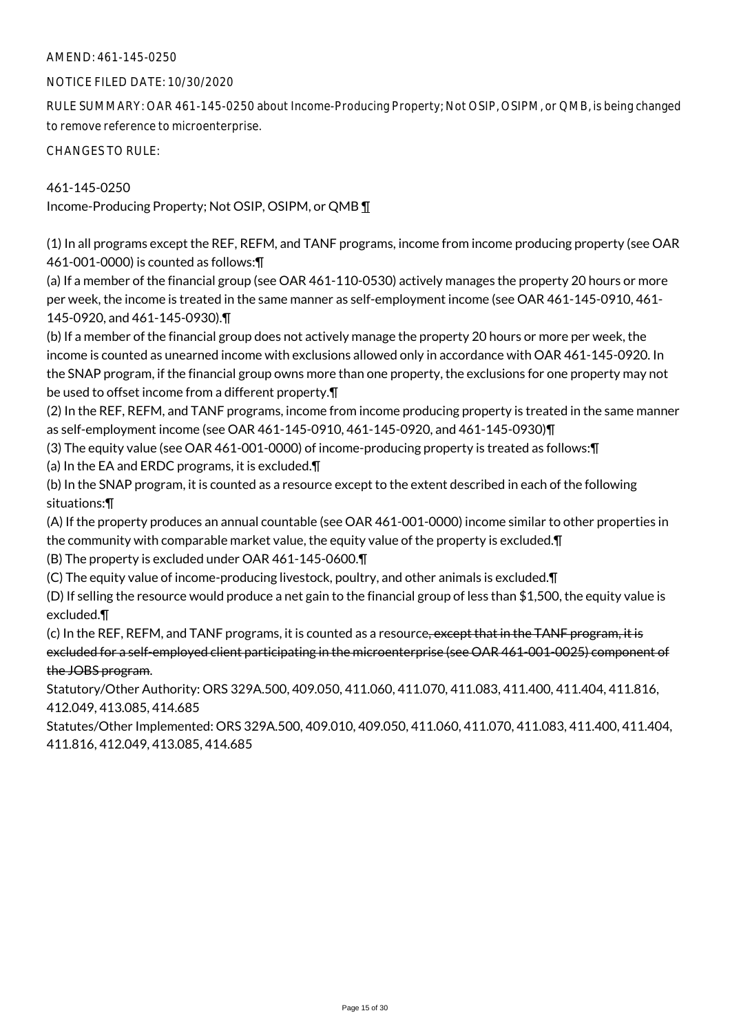AMEND: 461-145-0250

NOTICE FILED DATE: 10/30/2020

RULE SUMMARY: OAR 461-145-0250 about Income-Producing Property; Not OSIP, OSIPM, or QMB, is being changed to remove reference to microenterprise.

CHANGES TO RULE:

461-145-0250
Income-Producing Property; Not OSIP, OSIPM, or QMB ¶

(1) In all programs except the REF, REFM, and TANF programs, income from income producing property (see OAR 461-001-0000) is counted as follows:¶
(a) If a member of the financial group (see OAR 461-110-0530) actively manages the property 20 hours or more per week, the income is treated in the same manner as self-employment income (see OAR 461-145-0910, 461-145-0920, and 461-145-0930).¶
(b) If a member of the financial group does not actively manage the property 20 hours or more per week, the income is counted as unearned income with exclusions allowed only in accordance with OAR 461-145-0920. In the SNAP program, if the financial group owns more than one property, the exclusions for one property may not be used to offset income from a different property.¶
(2) In the REF, REFM, and TANF programs, income from income producing property is treated in the same manner as self-employment income (see OAR 461-145-0910, 461-145-0920, and 461-145-0930)¶
(3) The equity value (see OAR 461-001-0000) of income-producing property is treated as follows:¶
(a) In the EA and ERDC programs, it is excluded.¶
(b) In the SNAP program, it is counted as a resource except to the extent described in each of the following situations:¶
(A) If the property produces an annual countable (see OAR 461-001-0000) income similar to other properties in the community with comparable market value, the equity value of the property is excluded.¶
(B) The property is excluded under OAR 461-145-0600.¶
(C) The equity value of income-producing livestock, poultry, and other animals is excluded.¶
(D) If selling the resource would produce a net gain to the financial group of less than $1,500, the equity value is excluded.¶
(c) In the REF, REFM, and TANF programs, it is counted as a resource~~, except that in the TANF program, it is excluded for a self-employed client participating in the microenterprise (see OAR 461-001-0025) component of the JOBS program~~.

Statutory/Other Authority: ORS 329A.500, 409.050, 411.060, 411.070, 411.083, 411.400, 411.404, 411.816, 412.049, 413.085, 414.685

Statutes/Other Implemented: ORS 329A.500, 409.010, 409.050, 411.060, 411.070, 411.083, 411.400, 411.404, 411.816, 412.049, 413.085, 414.685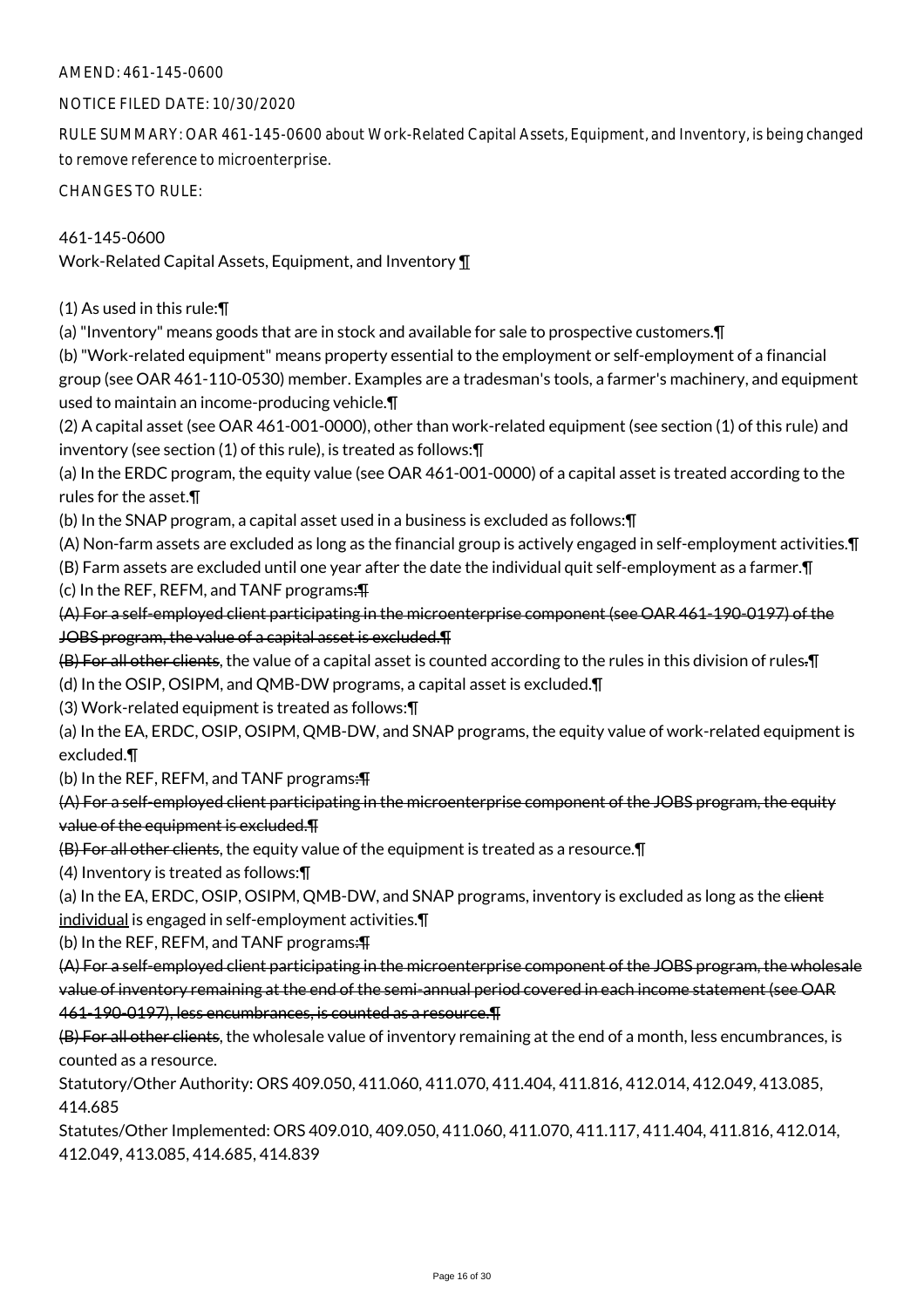AMEND: 461-145-0600

NOTICE FILED DATE: 10/30/2020

RULE SUMMARY: OAR 461-145-0600 about Work-Related Capital Assets, Equipment, and Inventory, is being changed to remove reference to microenterprise.

CHANGES TO RULE:

461-145-0600
Work-Related Capital Assets, Equipment, and Inventory ¶

(1) As used in this rule:¶
(a) "Inventory" means goods that are in stock and available for sale to prospective customers.¶
(b) "Work-related equipment" means property essential to the employment or self-employment of a financial group (see OAR 461-110-0530) member. Examples are a tradesman's tools, a farmer's machinery, and equipment used to maintain an income-producing vehicle.¶
(2) A capital asset (see OAR 461-001-0000), other than work-related equipment (see section (1) of this rule) and inventory (see section (1) of this rule), is treated as follows:¶
(a) In the ERDC program, the equity value (see OAR 461-001-0000) of a capital asset is treated according to the rules for the asset.¶
(b) In the SNAP program, a capital asset used in a business is excluded as follows:¶
(A) Non-farm assets are excluded as long as the financial group is actively engaged in self-employment activities.¶
(B) Farm assets are excluded until one year after the date the individual quit self-employment as a farmer.¶
(c) In the REF, REFM, and TANF programs~~:¶~~
~~(A) For a self-employed client participating in the microenterprise component (see OAR 461-190-0197) of the JOBS program, the value of a capital asset is excluded.¶~~
~~(B) For all other clients~~, the value of a capital asset is counted according to the rules in this division of rules~~.~~¶
(d) In the OSIP, OSIPM, and QMB-DW programs, a capital asset is excluded.¶
(3) Work-related equipment is treated as follows:¶
(a) In the EA, ERDC, OSIP, OSIPM, QMB-DW, and SNAP programs, the equity value of work-related equipment is excluded.¶
(b) In the REF, REFM, and TANF programs~~:¶~~
~~(A) For a self-employed client participating in the microenterprise component of the JOBS program, the equity value of the equipment is excluded.¶~~
~~(B) For all other clients~~, the equity value of the equipment is treated as a resource.¶
(4) Inventory is treated as follows:¶
(a) In the EA, ERDC, OSIP, OSIPM, QMB-DW, and SNAP programs, inventory is excluded as long as the ~~client~~ <u>individual</u> is engaged in self-employment activities.¶
(b) In the REF, REFM, and TANF programs~~:¶~~
~~(A) For a self-employed client participating in the microenterprise component of the JOBS program, the wholesale value of inventory remaining at the end of the semi-annual period covered in each income statement (see OAR 461-190-0197), less encumbrances, is counted as a resource.¶~~
~~(B) For all other clients~~, the wholesale value of inventory remaining at the end of a month, less encumbrances, is counted as a resource.

Statutory/Other Authority: ORS 409.050, 411.060, 411.070, 411.404, 411.816, 412.014, 412.049, 413.085, 414.685

Statutes/Other Implemented: ORS 409.010, 409.050, 411.060, 411.070, 411.117, 411.404, 411.816, 412.014, 412.049, 413.085, 414.685, 414.839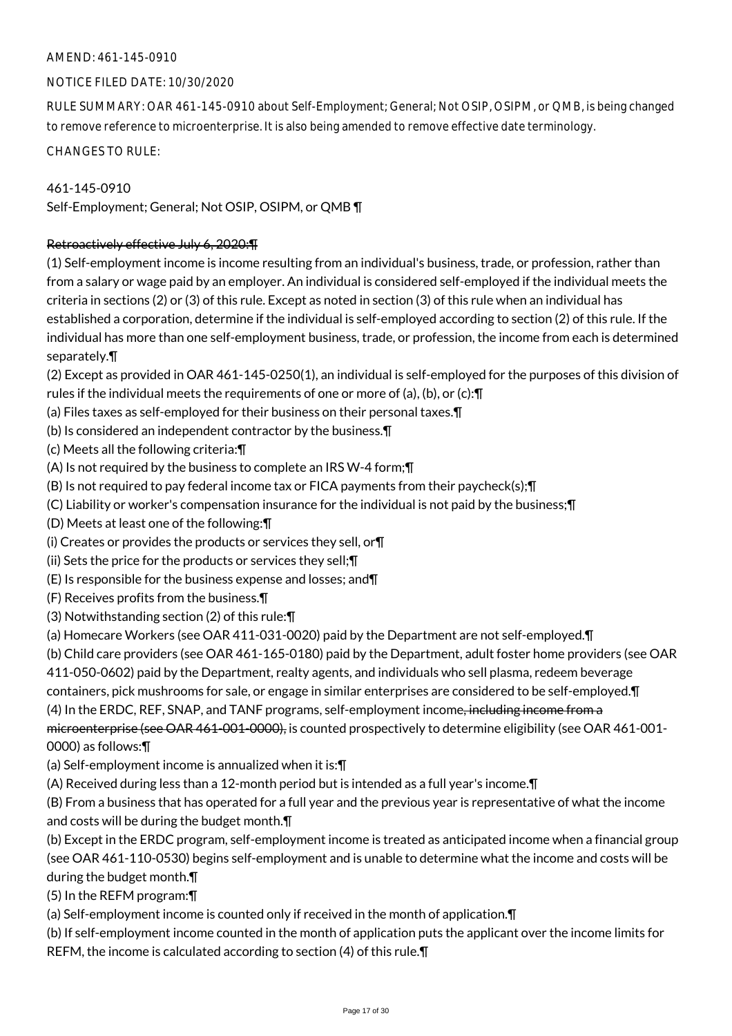AMEND: 461-145-0910

NOTICE FILED DATE: 10/30/2020

RULE SUMMARY: OAR 461-145-0910 about Self-Employment; General; Not OSIP, OSIPM, or QMB, is being changed to remove reference to microenterprise. It is also being amended to remove effective date terminology.

CHANGES TO RULE:

461-145-0910
Self-Employment; General; Not OSIP, OSIPM, or QMB ¶

~~Retroactively effective July 6, 2020:¶~~
(1) Self-employment income is income resulting from an individual's business, trade, or profession, rather than from a salary or wage paid by an employer. An individual is considered self-employed if the individual meets the criteria in sections (2) or (3) of this rule. Except as noted in section (3) of this rule when an individual has established a corporation, determine if the individual is self-employed according to section (2) of this rule. If the individual has more than one self-employment business, trade, or profession, the income from each is determined separately.¶
(2) Except as provided in OAR 461-145-0250(1), an individual is self-employed for the purposes of this division of rules if the individual meets the requirements of one or more of (a), (b), or (c):¶
(a) Files taxes as self-employed for their business on their personal taxes.¶
(b) Is considered an independent contractor by the business.¶
(c) Meets all the following criteria:¶
(A) Is not required by the business to complete an IRS W-4 form;¶
(B) Is not required to pay federal income tax or FICA payments from their paycheck(s);¶
(C) Liability or worker's compensation insurance for the individual is not paid by the business;¶
(D) Meets at least one of the following:¶
(i) Creates or provides the products or services they sell, or¶
(ii) Sets the price for the products or services they sell;¶
(E) Is responsible for the business expense and losses; and¶
(F) Receives profits from the business.¶
(3) Notwithstanding section (2) of this rule:¶
(a) Homecare Workers (see OAR 411-031-0020) paid by the Department are not self-employed.¶
(b) Child care providers (see OAR 461-165-0180) paid by the Department, adult foster home providers (see OAR 411-050-0602) paid by the Department, realty agents, and individuals who sell plasma, redeem beverage containers, pick mushrooms for sale, or engage in similar enterprises are considered to be self-employed.¶
(4) In the ERDC, REF, SNAP, and TANF programs, self-employment income~~, including income from a microenterprise (see OAR 461-001-0000),~~ is counted prospectively to determine eligibility (see OAR 461-001-0000) as follows:¶
(a) Self-employment income is annualized when it is:¶
(A) Received during less than a 12-month period but is intended as a full year's income.¶
(B) From a business that has operated for a full year and the previous year is representative of what the income and costs will be during the budget month.¶
(b) Except in the ERDC program, self-employment income is treated as anticipated income when a financial group (see OAR 461-110-0530) begins self-employment and is unable to determine what the income and costs will be during the budget month.¶
(5) In the REFM program:¶
(a) Self-employment income is counted only if received in the month of application.¶
(b) If self-employment income counted in the month of application puts the applicant over the income limits for REFM, the income is calculated according to section (4) of this rule.¶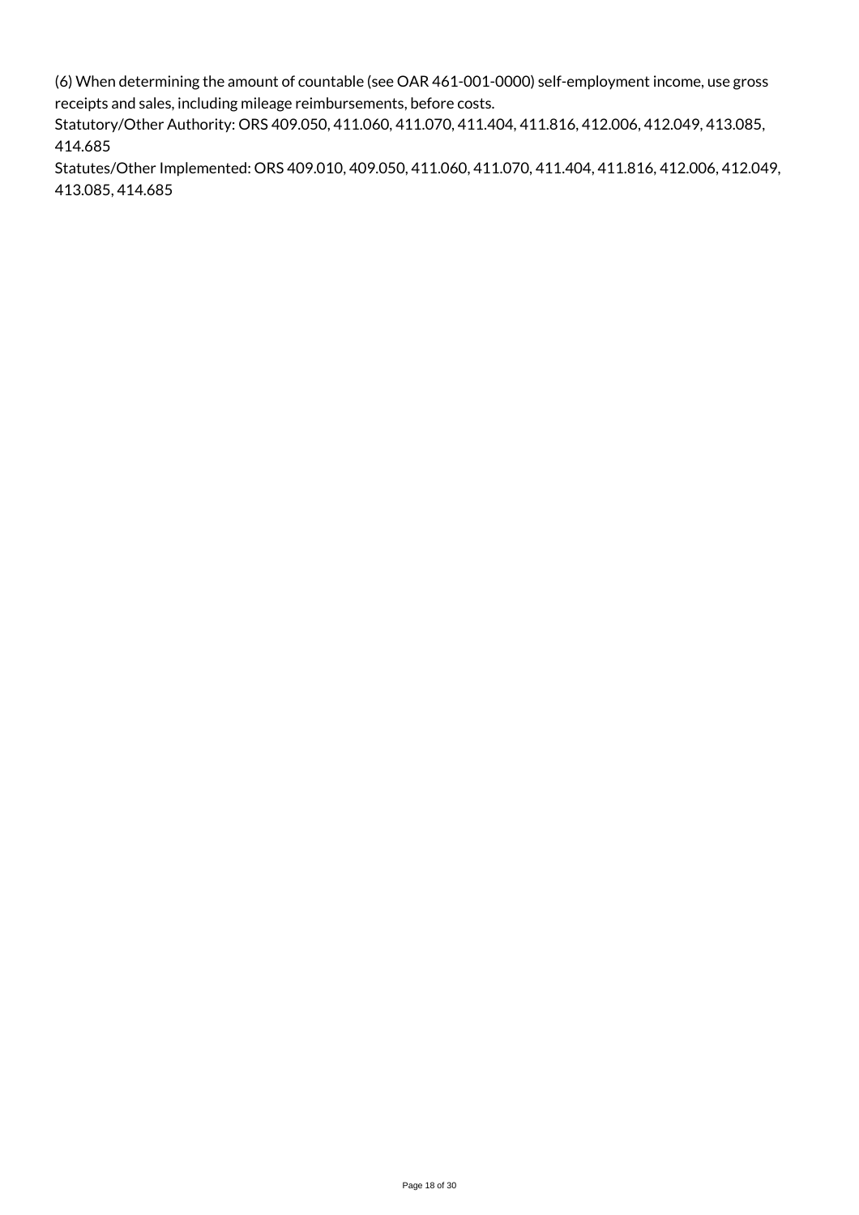(6) When determining the amount of countable (see OAR 461-001-0000) self-employment income, use gross receipts and sales, including mileage reimbursements, before costs.

Statutory/Other Authority: ORS 409.050, 411.060, 411.070, 411.404, 411.816, 412.006, 412.049, 413.085, 414.685

Statutes/Other Implemented: ORS 409.010, 409.050, 411.060, 411.070, 411.404, 411.816, 412.006, 412.049, 413.085, 414.685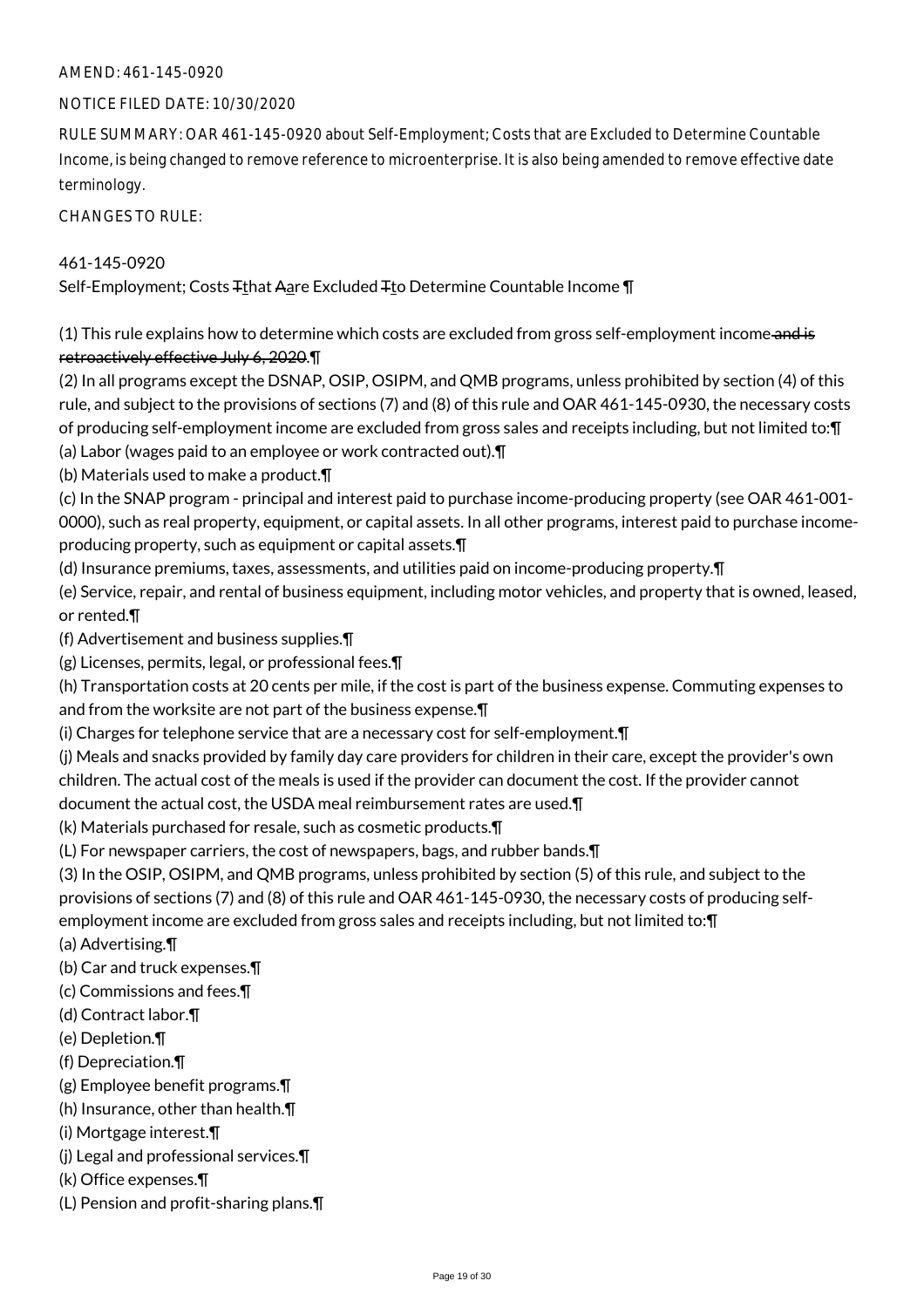AMEND: 461-145-0920

NOTICE FILED DATE: 10/30/2020

RULE SUMMARY: OAR 461-145-0920 about Self-Employment; Costs that are Excluded to Determine Countable Income, is being changed to remove reference to microenterprise. It is also being amended to remove effective date terminology.

CHANGES TO RULE:

461-145-0920

Self-Employment; Costs ~~T~~that ~~A~~are Excluded ~~T~~to Determine Countable Income ¶

(1) This rule explains how to determine which costs are excluded from gross self-employment income ~~and is retroactively effective July 6, 2020~~.¶

(2) In all programs except the DSNAP, OSIP, OSIPM, and QMB programs, unless prohibited by section (4) of this rule, and subject to the provisions of sections (7) and (8) of this rule and OAR 461-145-0930, the necessary costs of producing self-employment income are excluded from gross sales and receipts including, but not limited to:¶

(a) Labor (wages paid to an employee or work contracted out).¶

(b) Materials used to make a product.¶

(c) In the SNAP program - principal and interest paid to purchase income-producing property (see OAR 461-001-0000), such as real property, equipment, or capital assets. In all other programs, interest paid to purchase income-producing property, such as equipment or capital assets.¶

(d) Insurance premiums, taxes, assessments, and utilities paid on income-producing property.¶

(e) Service, repair, and rental of business equipment, including motor vehicles, and property that is owned, leased, or rented.¶

(f) Advertisement and business supplies.¶

(g) Licenses, permits, legal, or professional fees.¶

(h) Transportation costs at 20 cents per mile, if the cost is part of the business expense. Commuting expenses to and from the worksite are not part of the business expense.¶

(i) Charges for telephone service that are a necessary cost for self-employment.¶

(j) Meals and snacks provided by family day care providers for children in their care, except the provider's own children. The actual cost of the meals is used if the provider can document the cost. If the provider cannot document the actual cost, the USDA meal reimbursement rates are used.¶

(k) Materials purchased for resale, such as cosmetic products.¶

(L) For newspaper carriers, the cost of newspapers, bags, and rubber bands.¶

(3) In the OSIP, OSIPM, and QMB programs, unless prohibited by section (5) of this rule, and subject to the provisions of sections (7) and (8) of this rule and OAR 461-145-0930, the necessary costs of producing self-employment income are excluded from gross sales and receipts including, but not limited to:¶

(a) Advertising.¶

(b) Car and truck expenses.¶

(c) Commissions and fees.¶

(d) Contract labor.¶

(e) Depletion.¶

(f) Depreciation.¶

(g) Employee benefit programs.¶

(h) Insurance, other than health.¶

(i) Mortgage interest.¶

(j) Legal and professional services.¶

(k) Office expenses.¶

(L) Pension and profit-sharing plans.¶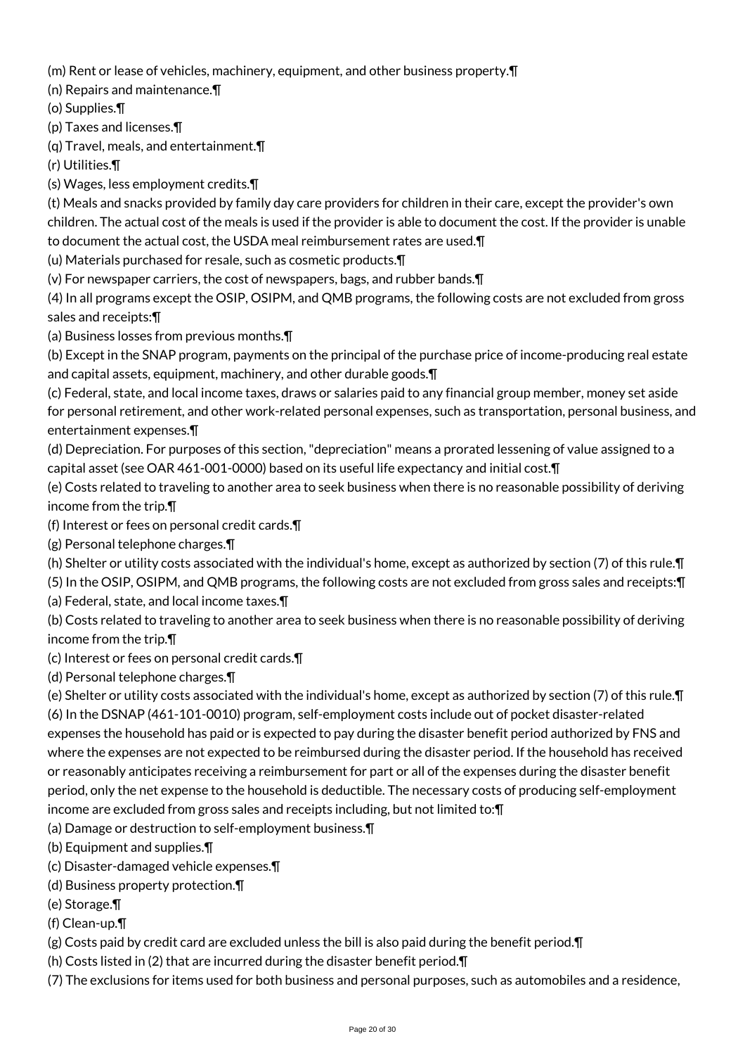(m) Rent or lease of vehicles, machinery, equipment, and other business property.¶
(n) Repairs and maintenance.¶
(o) Supplies.¶
(p) Taxes and licenses.¶
(q) Travel, meals, and entertainment.¶
(r) Utilities.¶
(s) Wages, less employment credits.¶
(t) Meals and snacks provided by family day care providers for children in their care, except the provider's own children. The actual cost of the meals is used if the provider is able to document the cost. If the provider is unable to document the actual cost, the USDA meal reimbursement rates are used.¶
(u) Materials purchased for resale, such as cosmetic products.¶
(v) For newspaper carriers, the cost of newspapers, bags, and rubber bands.¶
(4) In all programs except the OSIP, OSIPM, and QMB programs, the following costs are not excluded from gross sales and receipts:¶
(a) Business losses from previous months.¶
(b) Except in the SNAP program, payments on the principal of the purchase price of income-producing real estate and capital assets, equipment, machinery, and other durable goods.¶
(c) Federal, state, and local income taxes, draws or salaries paid to any financial group member, money set aside for personal retirement, and other work-related personal expenses, such as transportation, personal business, and entertainment expenses.¶
(d) Depreciation. For purposes of this section, "depreciation" means a prorated lessening of value assigned to a capital asset (see OAR 461-001-0000) based on its useful life expectancy and initial cost.¶
(e) Costs related to traveling to another area to seek business when there is no reasonable possibility of deriving income from the trip.¶
(f) Interest or fees on personal credit cards.¶
(g) Personal telephone charges.¶
(h) Shelter or utility costs associated with the individual's home, except as authorized by section (7) of this rule.¶
(5) In the OSIP, OSIPM, and QMB programs, the following costs are not excluded from gross sales and receipts:¶
(a) Federal, state, and local income taxes.¶
(b) Costs related to traveling to another area to seek business when there is no reasonable possibility of deriving income from the trip.¶
(c) Interest or fees on personal credit cards.¶
(d) Personal telephone charges.¶
(e) Shelter or utility costs associated with the individual's home, except as authorized by section (7) of this rule.¶
(6) In the DSNAP (461-101-0010) program, self-employment costs include out of pocket disaster-related expenses the household has paid or is expected to pay during the disaster benefit period authorized by FNS and where the expenses are not expected to be reimbursed during the disaster period. If the household has received or reasonably anticipates receiving a reimbursement for part or all of the expenses during the disaster benefit period, only the net expense to the household is deductible. The necessary costs of producing self-employment income are excluded from gross sales and receipts including, but not limited to:¶
(a) Damage or destruction to self-employment business.¶
(b) Equipment and supplies.¶
(c) Disaster-damaged vehicle expenses.¶
(d) Business property protection.¶
(e) Storage.¶
(f) Clean-up.¶
(g) Costs paid by credit card are excluded unless the bill is also paid during the benefit period.¶
(h) Costs listed in (2) that are incurred during the disaster benefit period.¶
(7) The exclusions for items used for both business and personal purposes, such as automobiles and a residence,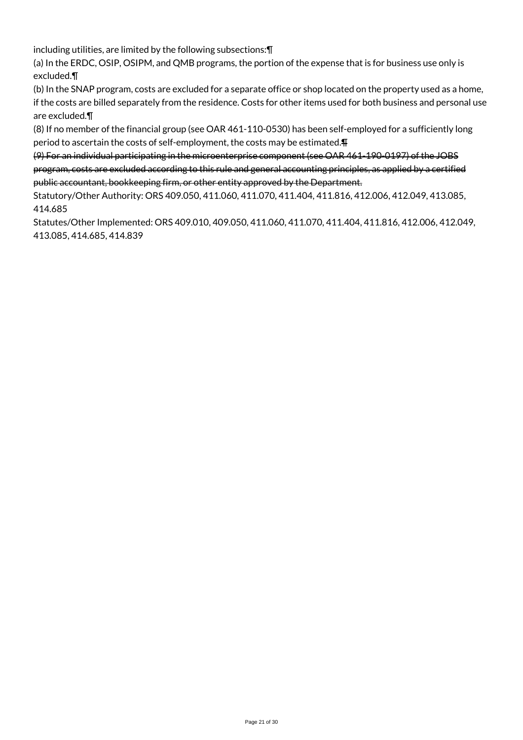including utilities, are limited by the following subsections:¶

(a) In the ERDC, OSIP, OSIPM, and QMB programs, the portion of the expense that is for business use only is excluded.¶

(b) In the SNAP program, costs are excluded for a separate office or shop located on the property used as a home, if the costs are billed separately from the residence. Costs for other items used for both business and personal use are excluded.¶

(8) If no member of the financial group (see OAR 461-110-0530) has been self-employed for a sufficiently long period to ascertain the costs of self-employment, the costs may be estimated.~~¶~~

~~(9) For an individual participating in the microenterprise component (see OAR 461-190-0197) of the JOBS program, costs are excluded according to this rule and general accounting principles, as applied by a certified public accountant, bookkeeping firm, or other entity approved by the Department.~~

Statutory/Other Authority: ORS 409.050, 411.060, 411.070, 411.404, 411.816, 412.006, 412.049, 413.085, 414.685

Statutes/Other Implemented: ORS 409.010, 409.050, 411.060, 411.070, 411.404, 411.816, 412.006, 412.049, 413.085, 414.685, 414.839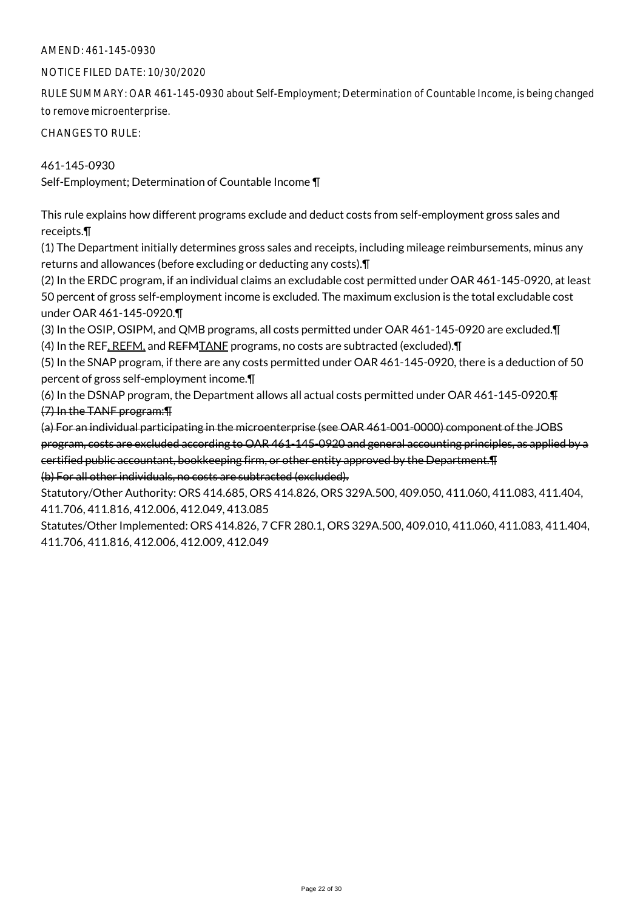AMEND: 461-145-0930

NOTICE FILED DATE: 10/30/2020

RULE SUMMARY: OAR 461-145-0930 about Self-Employment; Determination of Countable Income, is being changed to remove microenterprise.

CHANGES TO RULE:

461-145-0930
Self-Employment; Determination of Countable Income ¶

This rule explains how different programs exclude and deduct costs from self-employment gross sales and receipts.¶
(1) The Department initially determines gross sales and receipts, including mileage reimbursements, minus any returns and allowances (before excluding or deducting any costs).¶
(2) In the ERDC program, if an individual claims an excludable cost permitted under OAR 461-145-0920, at least 50 percent of gross self-employment income is excluded. The maximum exclusion is the total excludable cost under OAR 461-145-0920.¶
(3) In the OSIP, OSIPM, and QMB programs, all costs permitted under OAR 461-145-0920 are excluded.¶
(4) In the REF<u>, REFM,</u> and ~~REFM~~<u>TANF</u> programs, no costs are subtracted (excluded).¶
(5) In the SNAP program, if there are any costs permitted under OAR 461-145-0920, there is a deduction of 50 percent of gross self-employment income.¶
(6) In the DSNAP program, the Department allows all actual costs permitted under OAR 461-145-0920.~~¶~~
~~(7) In the TANF program:¶~~
~~(a) For an individual participating in the microenterprise (see OAR 461-001-0000) component of the JOBS program, costs are excluded according to OAR 461-145-0920 and general accounting principles, as applied by a certified public accountant, bookkeeping firm, or other entity approved by the Department.¶~~
~~(b) For all other individuals, no costs are subtracted (excluded).~~
Statutory/Other Authority: ORS 414.685, ORS 414.826, ORS 329A.500, 409.050, 411.060, 411.083, 411.404, 411.706, 411.816, 412.006, 412.049, 413.085
Statutes/Other Implemented: ORS 414.826, 7 CFR 280.1, ORS 329A.500, 409.010, 411.060, 411.083, 411.404, 411.706, 411.816, 412.006, 412.009, 412.049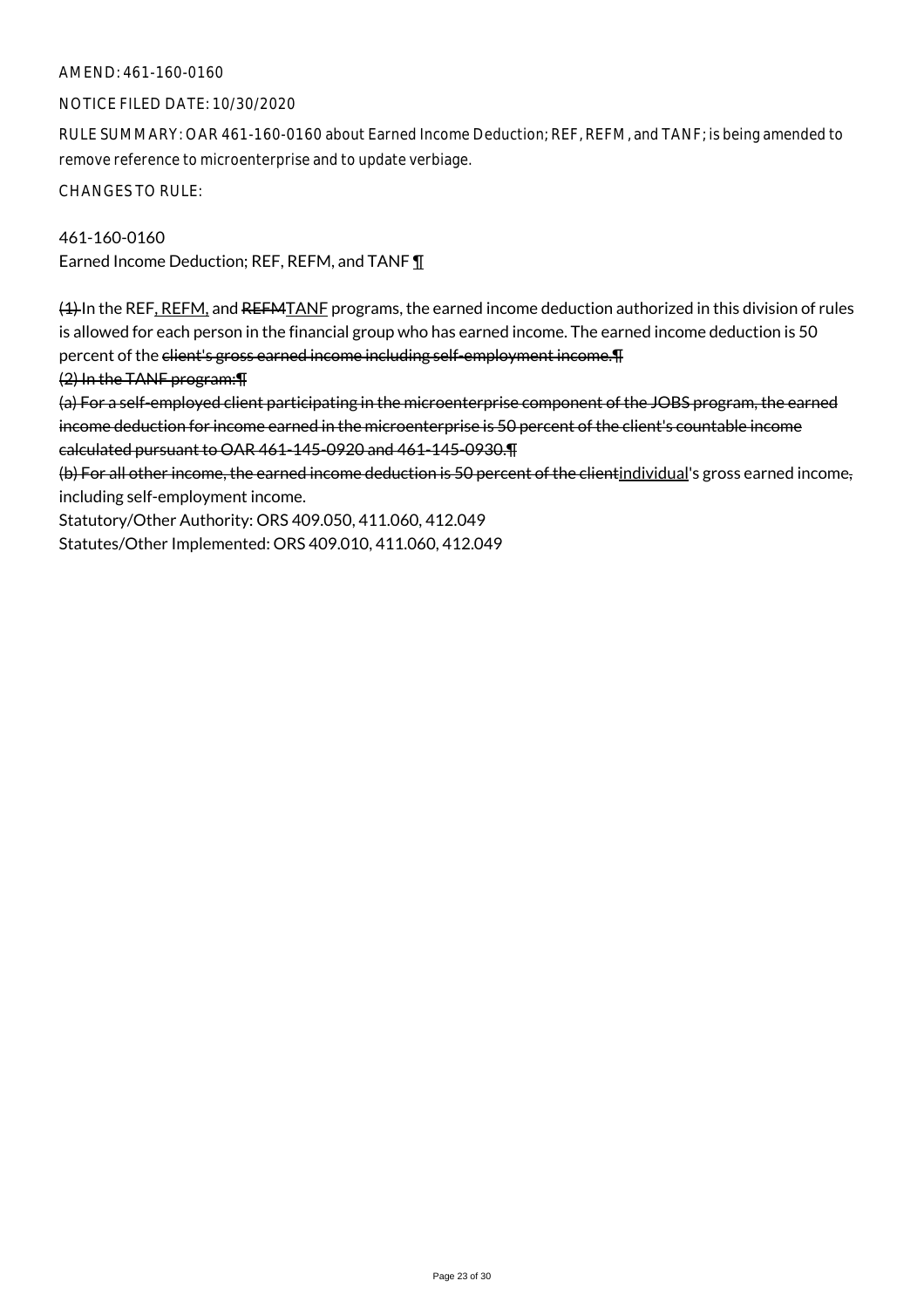AMEND: 461-160-0160

NOTICE FILED DATE: 10/30/2020

RULE SUMMARY: OAR 461-160-0160 about Earned Income Deduction; REF, REFM, and TANF; is being amended to remove reference to microenterprise and to update verbiage.

CHANGES TO RULE:

461-160-0160
Earned Income Deduction; REF, REFM, and TANF ¶

~~(1)~~ In the REF<u>, REFM,</u> and ~~REFM~~<u>TANF</u> programs, the earned income deduction authorized in this division of rules is allowed for each person in the financial group who has earned income. The earned income deduction is 50 percent of the ~~client's gross earned income including self-employment income.¶~~
~~(2) In the TANF program:¶~~
~~(a) For a self-employed client participating in the microenterprise component of the JOBS program, the earned income deduction for income earned in the microenterprise is 50 percent of the client's countable income calculated pursuant to OAR 461-145-0920 and 461-145-0930.¶~~
~~(b) For all other income, the earned income deduction is 50 percent of the client~~<u>individual</u>'s gross earned income~~,~~ including self-employment income.
Statutory/Other Authority: ORS 409.050, 411.060, 412.049
Statutes/Other Implemented: ORS 409.010, 411.060, 412.049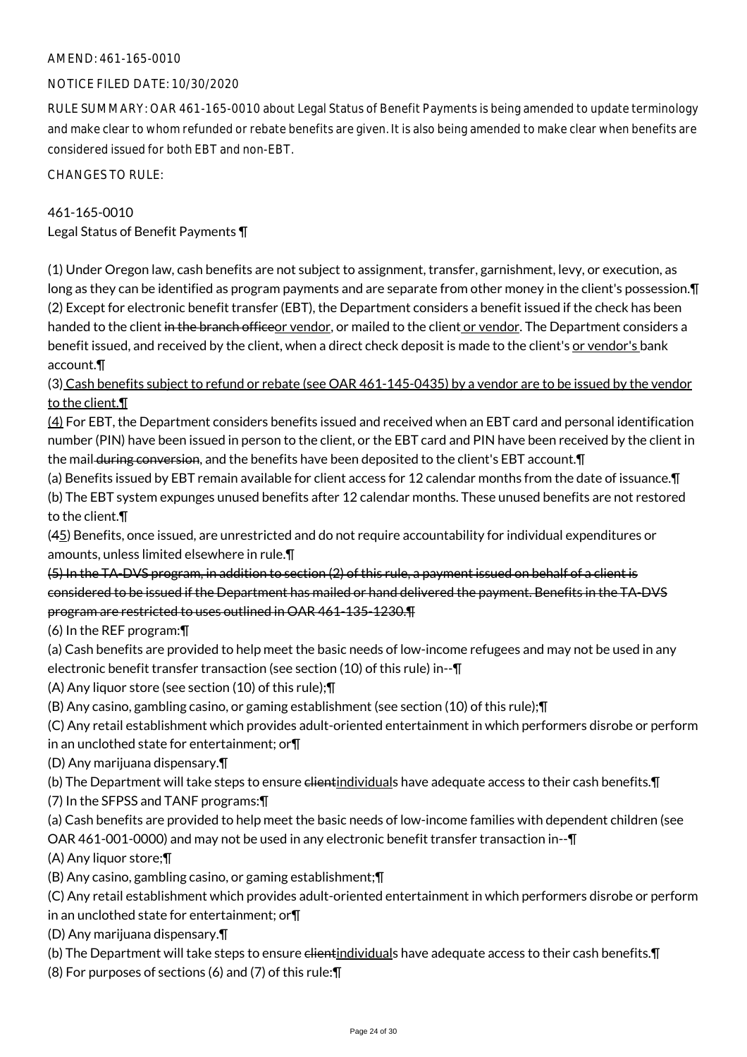AMEND: 461-165-0010

NOTICE FILED DATE: 10/30/2020

RULE SUMMARY: OAR 461-165-0010 about Legal Status of Benefit Payments is being amended to update terminology and make clear to whom refunded or rebate benefits are given. It is also being amended to make clear when benefits are considered issued for both EBT and non-EBT.

CHANGES TO RULE:

461-165-0010
Legal Status of Benefit Payments ¶

(1) Under Oregon law, cash benefits are not subject to assignment, transfer, garnishment, levy, or execution, as long as they can be identified as program payments and are separate from other money in the client's possession.¶
(2) Except for electronic benefit transfer (EBT), the Department considers a benefit issued if the check has been handed to the client ~~in the branch office~~or vendor, or mailed to the client or vendor. The Department considers a benefit issued, and received by the client, when a direct check deposit is made to the client's or vendor's bank account.¶
(3) Cash benefits subject to refund or rebate (see OAR 461-145-0435) by a vendor are to be issued by the vendor to the client.¶
(4) For EBT, the Department considers benefits issued and received when an EBT card and personal identification number (PIN) have been issued in person to the client, or the EBT card and PIN have been received by the client in the mail ~~during conversion~~, and the benefits have been deposited to the client's EBT account.¶
(a) Benefits issued by EBT remain available for client access for 12 calendar months from the date of issuance.¶
(b) The EBT system expunges unused benefits after 12 calendar months. These unused benefits are not restored to the client.¶
(~~4~~5) Benefits, once issued, are unrestricted and do not require accountability for individual expenditures or amounts, unless limited elsewhere in rule.¶
~~(5) In the TA-DVS program, in addition to section (2) of this rule, a payment issued on behalf of a client is considered to be issued if the Department has mailed or hand delivered the payment. Benefits in the TA-DVS program are restricted to uses outlined in OAR 461-135-1230.¶~~
(6) In the REF program:¶
(a) Cash benefits are provided to help meet the basic needs of low-income refugees and may not be used in any electronic benefit transfer transaction (see section (10) of this rule) in--¶
(A) Any liquor store (see section (10) of this rule);¶
(B) Any casino, gambling casino, or gaming establishment (see section (10) of this rule);¶
(C) Any retail establishment which provides adult-oriented entertainment in which performers disrobe or perform in an unclothed state for entertainment; or¶
(D) Any marijuana dispensary.¶
(b) The Department will take steps to ensure ~~client~~individuals have adequate access to their cash benefits.¶
(7) In the SFPSS and TANF programs:¶
(a) Cash benefits are provided to help meet the basic needs of low-income families with dependent children (see OAR 461-001-0000) and may not be used in any electronic benefit transfer transaction in--¶
(A) Any liquor store;¶
(B) Any casino, gambling casino, or gaming establishment;¶
(C) Any retail establishment which provides adult-oriented entertainment in which performers disrobe or perform in an unclothed state for entertainment; or¶
(D) Any marijuana dispensary.¶
(b) The Department will take steps to ensure ~~client~~individuals have adequate access to their cash benefits.¶
(8) For purposes of sections (6) and (7) of this rule:¶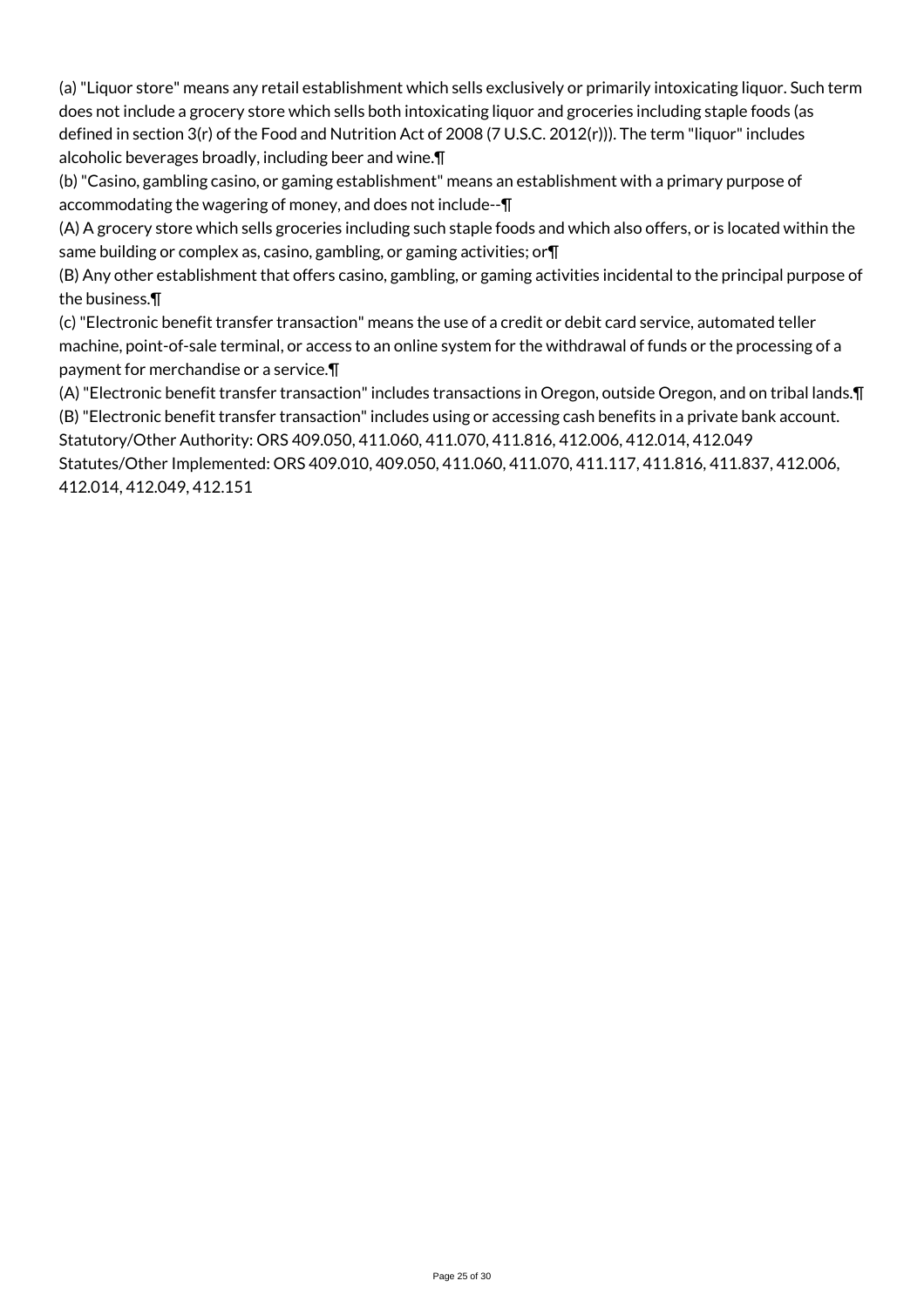(a) "Liquor store" means any retail establishment which sells exclusively or primarily intoxicating liquor. Such term does not include a grocery store which sells both intoxicating liquor and groceries including staple foods (as defined in section 3(r) of the Food and Nutrition Act of 2008 (7 U.S.C. 2012(r))). The term "liquor" includes alcoholic beverages broadly, including beer and wine.¶

(b) "Casino, gambling casino, or gaming establishment" means an establishment with a primary purpose of accommodating the wagering of money, and does not include--¶

(A) A grocery store which sells groceries including such staple foods and which also offers, or is located within the same building or complex as, casino, gambling, or gaming activities; or¶

(B) Any other establishment that offers casino, gambling, or gaming activities incidental to the principal purpose of the business.¶

(c) "Electronic benefit transfer transaction" means the use of a credit or debit card service, automated teller machine, point-of-sale terminal, or access to an online system for the withdrawal of funds or the processing of a payment for merchandise or a service.¶

(A) "Electronic benefit transfer transaction" includes transactions in Oregon, outside Oregon, and on tribal lands.¶

(B) "Electronic benefit transfer transaction" includes using or accessing cash benefits in a private bank account.

Statutory/Other Authority: ORS 409.050, 411.060, 411.070, 411.816, 412.006, 412.014, 412.049

Statutes/Other Implemented: ORS 409.010, 409.050, 411.060, 411.070, 411.117, 411.816, 411.837, 412.006, 412.014, 412.049, 412.151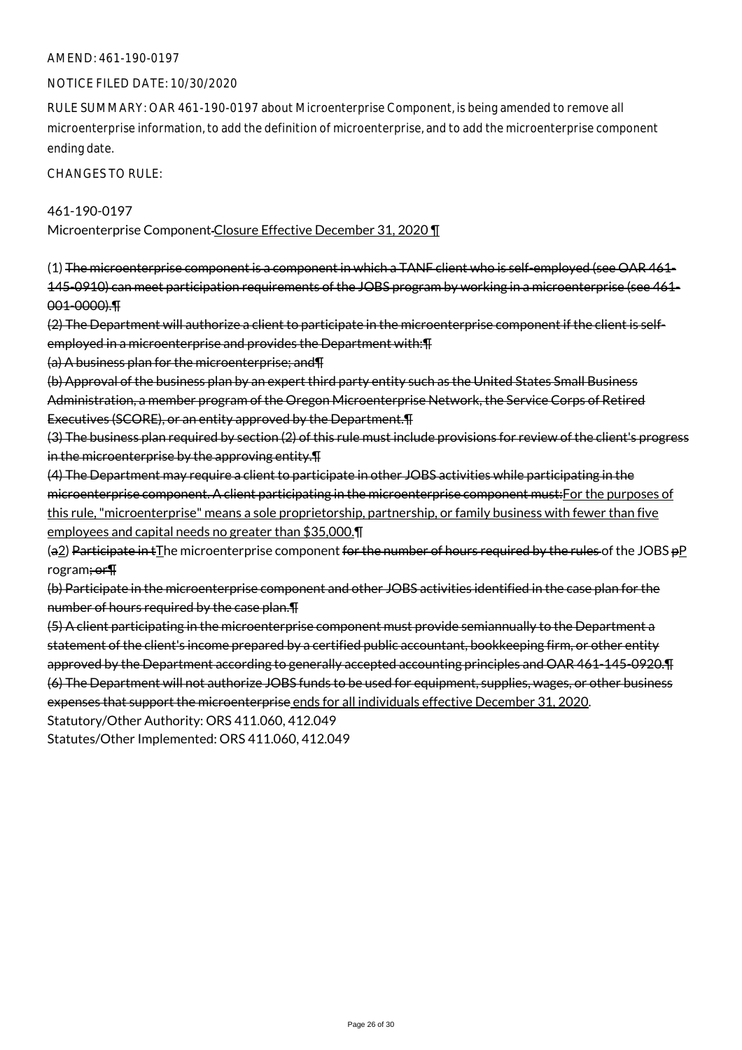AMEND: 461-190-0197

NOTICE FILED DATE: 10/30/2020

RULE SUMMARY: OAR 461-190-0197 about Microenterprise Component, is being amended to remove all microenterprise information, to add the definition of microenterprise, and to add the microenterprise component ending date.

CHANGES TO RULE:

461-190-0197

Microenterprise Component ~~-~~<u>Closure Effective December 31, 2020</u> ¶

(1) ~~The microenterprise component is a component in which a TANF client who is self-employed (see OAR 461-145-0910) can meet participation requirements of the JOBS program by working in a microenterprise (see 461-001-0000).¶~~

~~(2) The Department will authorize a client to participate in the microenterprise component if the client is self-employed in a microenterprise and provides the Department with:¶~~

~~(a) A business plan for the microenterprise; and¶~~

~~(b) Approval of the business plan by an expert third party entity such as the United States Small Business Administration, a member program of the Oregon Microenterprise Network, the Service Corps of Retired Executives (SCORE), or an entity approved by the Department.¶~~

~~(3) The business plan required by section (2) of this rule must include provisions for review of the client's progress in the microenterprise by the approving entity.¶~~

~~(4) The Department may require a client to participate in other JOBS activities while participating in the microenterprise component. A client participating in the microenterprise component must:~~<u>For the purposes of this rule, "microenterprise" means a sole proprietorship, partnership, or family business with fewer than five employees and capital needs no greater than $35,000.</u>¶

(~~a~~<u>2</u>) ~~Participate in t~~<u>T</u>he microenterprise component ~~for the number of hours required by the rules~~ of the JOBS ~~p~~<u>P</u>rogram~~; or¶~~

~~(b) Participate in the microenterprise component and other JOBS activities identified in the case plan for the number of hours required by the case plan.¶~~

~~(5) A client participating in the microenterprise component must provide semiannually to the Department a statement of the client's income prepared by a certified public accountant, bookkeeping firm, or other entity approved by the Department according to generally accepted accounting principles and OAR 461-145-0920.¶~~

~~(6) The Department will not authorize JOBS funds to be used for equipment, supplies, wages, or other business expenses that support the microenterprise~~<u> ends for all individuals effective December 31, 2020</u>.

Statutory/Other Authority: ORS 411.060, 412.049

Statutes/Other Implemented: ORS 411.060, 412.049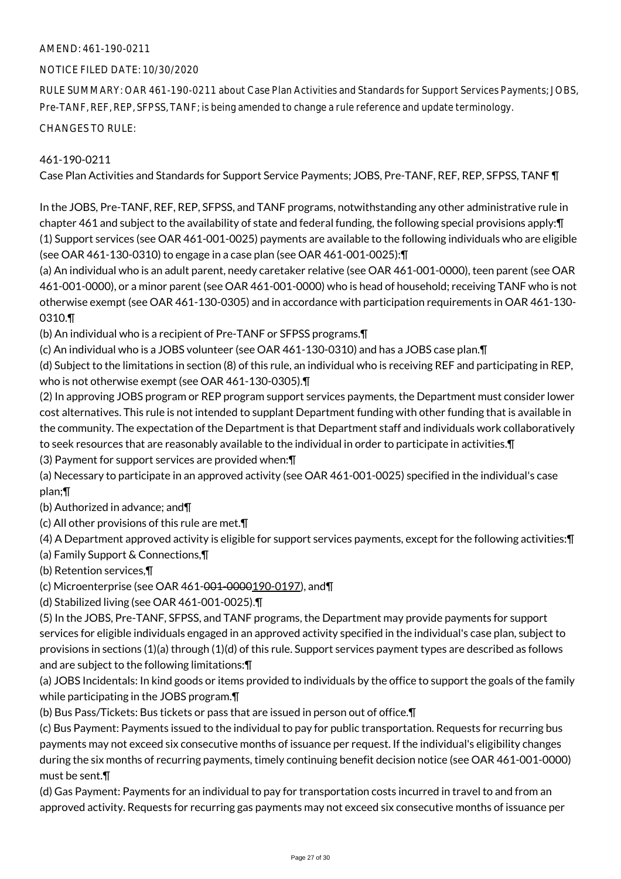AMEND: 461-190-0211

NOTICE FILED DATE: 10/30/2020

RULE SUMMARY: OAR 461-190-0211 about Case Plan Activities and Standards for Support Services Payments; JOBS, Pre-TANF, REF, REP, SFPSS, TANF; is being amended to change a rule reference and update terminology.

CHANGES TO RULE:

461-190-0211

Case Plan Activities and Standards for Support Service Payments; JOBS, Pre-TANF, REF, REP, SFPSS, TANF ¶

In the JOBS, Pre-TANF, REF, REP, SFPSS, and TANF programs, notwithstanding any other administrative rule in chapter 461 and subject to the availability of state and federal funding, the following special provisions apply:¶
(1) Support services (see OAR 461-001-0025) payments are available to the following individuals who are eligible (see OAR 461-130-0310) to engage in a case plan (see OAR 461-001-0025):¶
(a) An individual who is an adult parent, needy caretaker relative (see OAR 461-001-0000), teen parent (see OAR 461-001-0000), or a minor parent (see OAR 461-001-0000) who is head of household; receiving TANF who is not otherwise exempt (see OAR 461-130-0305) and in accordance with participation requirements in OAR 461-130-0310.¶
(b) An individual who is a recipient of Pre-TANF or SFPSS programs.¶
(c) An individual who is a JOBS volunteer (see OAR 461-130-0310) and has a JOBS case plan.¶
(d) Subject to the limitations in section (8) of this rule, an individual who is receiving REF and participating in REP, who is not otherwise exempt (see OAR 461-130-0305).¶
(2) In approving JOBS program or REP program support services payments, the Department must consider lower cost alternatives. This rule is not intended to supplant Department funding with other funding that is available in the community. The expectation of the Department is that Department staff and individuals work collaboratively to seek resources that are reasonably available to the individual in order to participate in activities.¶
(3) Payment for support services are provided when:¶
(a) Necessary to participate in an approved activity (see OAR 461-001-0025) specified in the individual's case plan;¶
(b) Authorized in advance; and¶
(c) All other provisions of this rule are met.¶
(4) A Department approved activity is eligible for support services payments, except for the following activities:¶
(a) Family Support & Connections,¶
(b) Retention services,¶
(c) Microenterprise (see OAR 461-~~001-0000~~190-0197), and¶
(d) Stabilized living (see OAR 461-001-0025).¶
(5) In the JOBS, Pre-TANF, SFPSS, and TANF programs, the Department may provide payments for support services for eligible individuals engaged in an approved activity specified in the individual's case plan, subject to provisions in sections (1)(a) through (1)(d) of this rule. Support services payment types are described as follows and are subject to the following limitations:¶
(a) JOBS Incidentals: In kind goods or items provided to individuals by the office to support the goals of the family while participating in the JOBS program.¶
(b) Bus Pass/Tickets: Bus tickets or pass that are issued in person out of office.¶
(c) Bus Payment: Payments issued to the individual to pay for public transportation. Requests for recurring bus payments may not exceed six consecutive months of issuance per request. If the individual's eligibility changes during the six months of recurring payments, timely continuing benefit decision notice (see OAR 461-001-0000) must be sent.¶
(d) Gas Payment: Payments for an individual to pay for transportation costs incurred in travel to and from an approved activity. Requests for recurring gas payments may not exceed six consecutive months of issuance per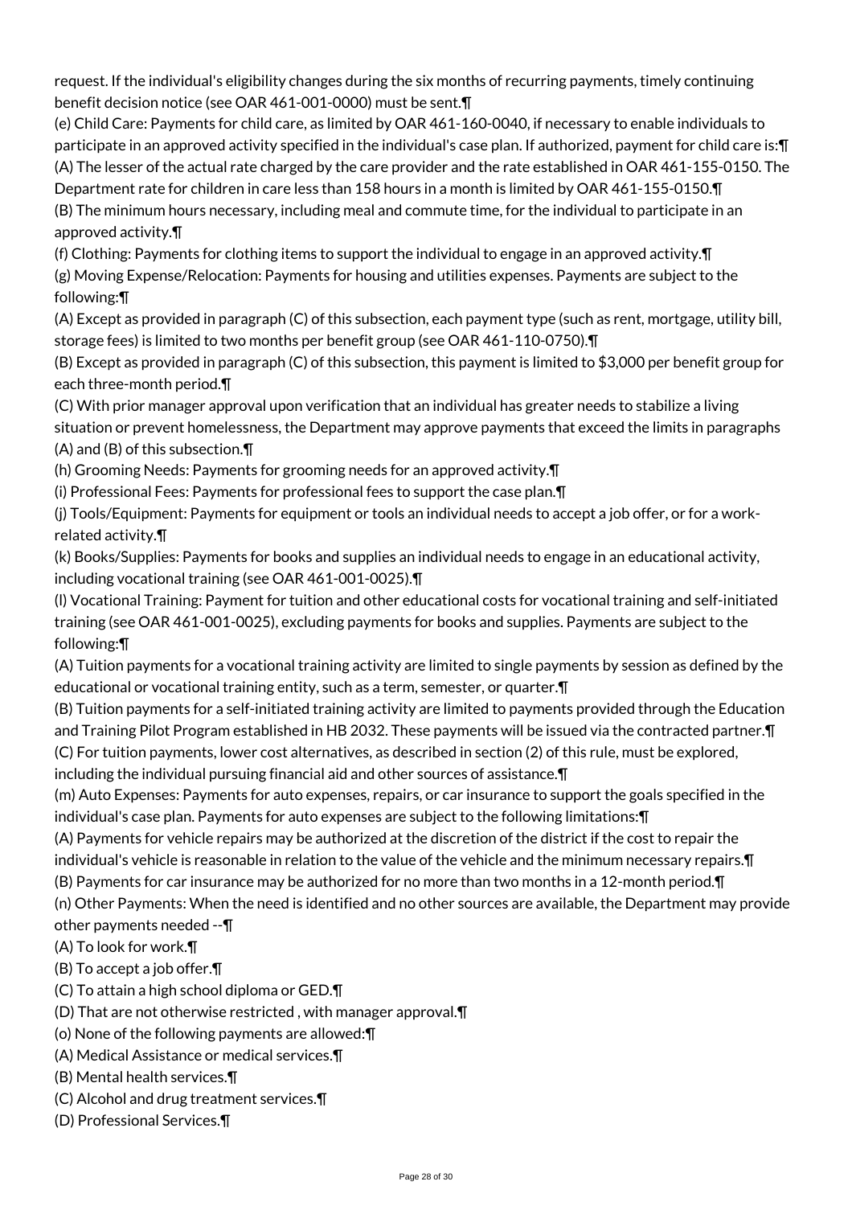request. If the individual's eligibility changes during the six months of recurring payments, timely continuing benefit decision notice (see OAR 461-001-0000) must be sent.¶

(e) Child Care: Payments for child care, as limited by OAR 461-160-0040, if necessary to enable individuals to participate in an approved activity specified in the individual's case plan. If authorized, payment for child care is:¶

(A) The lesser of the actual rate charged by the care provider and the rate established in OAR 461-155-0150. The Department rate for children in care less than 158 hours in a month is limited by OAR 461-155-0150.¶

(B) The minimum hours necessary, including meal and commute time, for the individual to participate in an approved activity.¶

(f) Clothing: Payments for clothing items to support the individual to engage in an approved activity.¶

(g) Moving Expense/Relocation: Payments for housing and utilities expenses. Payments are subject to the following:¶

(A) Except as provided in paragraph (C) of this subsection, each payment type (such as rent, mortgage, utility bill, storage fees) is limited to two months per benefit group (see OAR 461-110-0750).¶

(B) Except as provided in paragraph (C) of this subsection, this payment is limited to $3,000 per benefit group for each three-month period.¶

(C) With prior manager approval upon verification that an individual has greater needs to stabilize a living situation or prevent homelessness, the Department may approve payments that exceed the limits in paragraphs (A) and (B) of this subsection.¶

(h) Grooming Needs: Payments for grooming needs for an approved activity.¶

(i) Professional Fees: Payments for professional fees to support the case plan.¶

(j) Tools/Equipment: Payments for equipment or tools an individual needs to accept a job offer, or for a work-related activity.¶

(k) Books/Supplies: Payments for books and supplies an individual needs to engage in an educational activity, including vocational training (see OAR 461-001-0025).¶

(l) Vocational Training: Payment for tuition and other educational costs for vocational training and self-initiated training (see OAR 461-001-0025), excluding payments for books and supplies. Payments are subject to the following:¶

(A) Tuition payments for a vocational training activity are limited to single payments by session as defined by the educational or vocational training entity, such as a term, semester, or quarter.¶

(B) Tuition payments for a self-initiated training activity are limited to payments provided through the Education and Training Pilot Program established in HB 2032. These payments will be issued via the contracted partner.¶

(C) For tuition payments, lower cost alternatives, as described in section (2) of this rule, must be explored, including the individual pursuing financial aid and other sources of assistance.¶

(m) Auto Expenses: Payments for auto expenses, repairs, or car insurance to support the goals specified in the individual's case plan. Payments for auto expenses are subject to the following limitations:¶

(A) Payments for vehicle repairs may be authorized at the discretion of the district if the cost to repair the individual's vehicle is reasonable in relation to the value of the vehicle and the minimum necessary repairs.¶

(B) Payments for car insurance may be authorized for no more than two months in a 12-month period.¶

(n) Other Payments: When the need is identified and no other sources are available, the Department may provide other payments needed --¶

(A) To look for work.¶

(B) To accept a job offer.¶

(C) To attain a high school diploma or GED.¶

(D) That are not otherwise restricted , with manager approval.¶

(o) None of the following payments are allowed:¶

(A) Medical Assistance or medical services.¶

(B) Mental health services.¶

(C) Alcohol and drug treatment services.¶

(D) Professional Services.¶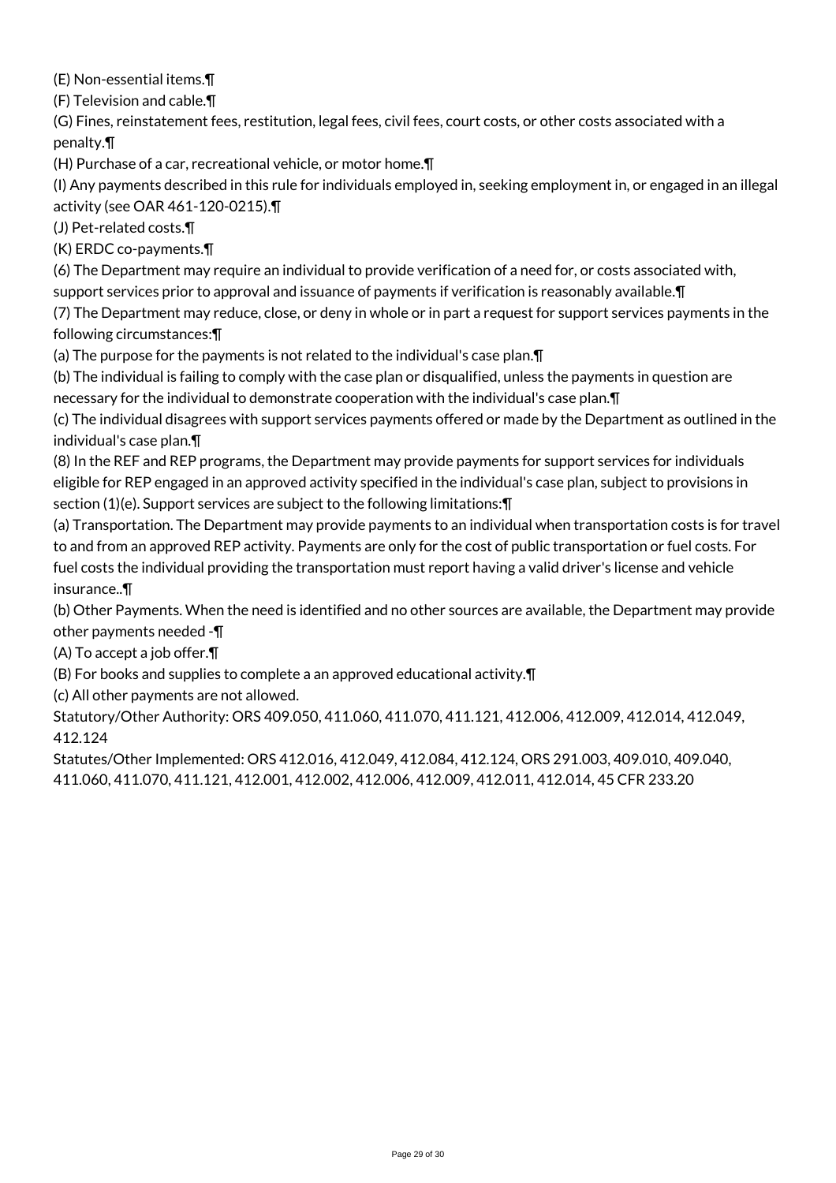(E) Non-essential items.¶

(F) Television and cable.¶

(G) Fines, reinstatement fees, restitution, legal fees, civil fees, court costs, or other costs associated with a penalty.¶

(H) Purchase of a car, recreational vehicle, or motor home.¶

(I) Any payments described in this rule for individuals employed in, seeking employment in, or engaged in an illegal activity (see OAR 461-120-0215).¶

(J) Pet-related costs.¶

(K) ERDC co-payments.¶

(6) The Department may require an individual to provide verification of a need for, or costs associated with, support services prior to approval and issuance of payments if verification is reasonably available.¶

(7) The Department may reduce, close, or deny in whole or in part a request for support services payments in the following circumstances:¶

(a) The purpose for the payments is not related to the individual's case plan.¶

(b) The individual is failing to comply with the case plan or disqualified, unless the payments in question are necessary for the individual to demonstrate cooperation with the individual's case plan.¶

(c) The individual disagrees with support services payments offered or made by the Department as outlined in the individual's case plan.¶

(8) In the REF and REP programs, the Department may provide payments for support services for individuals eligible for REP engaged in an approved activity specified in the individual's case plan, subject to provisions in section (1)(e). Support services are subject to the following limitations:¶

(a) Transportation. The Department may provide payments to an individual when transportation costs is for travel to and from an approved REP activity. Payments are only for the cost of public transportation or fuel costs. For fuel costs the individual providing the transportation must report having a valid driver's license and vehicle insurance..¶

(b) Other Payments. When the need is identified and no other sources are available, the Department may provide other payments needed -¶

(A) To accept a job offer.¶

(B) For books and supplies to complete a an approved educational activity.¶

(c) All other payments are not allowed.

Statutory/Other Authority: ORS 409.050, 411.060, 411.070, 411.121, 412.006, 412.009, 412.014, 412.049, 412.124

Statutes/Other Implemented: ORS 412.016, 412.049, 412.084, 412.124, ORS 291.003, 409.010, 409.040, 411.060, 411.070, 411.121, 412.001, 412.002, 412.006, 412.009, 412.011, 412.014, 45 CFR 233.20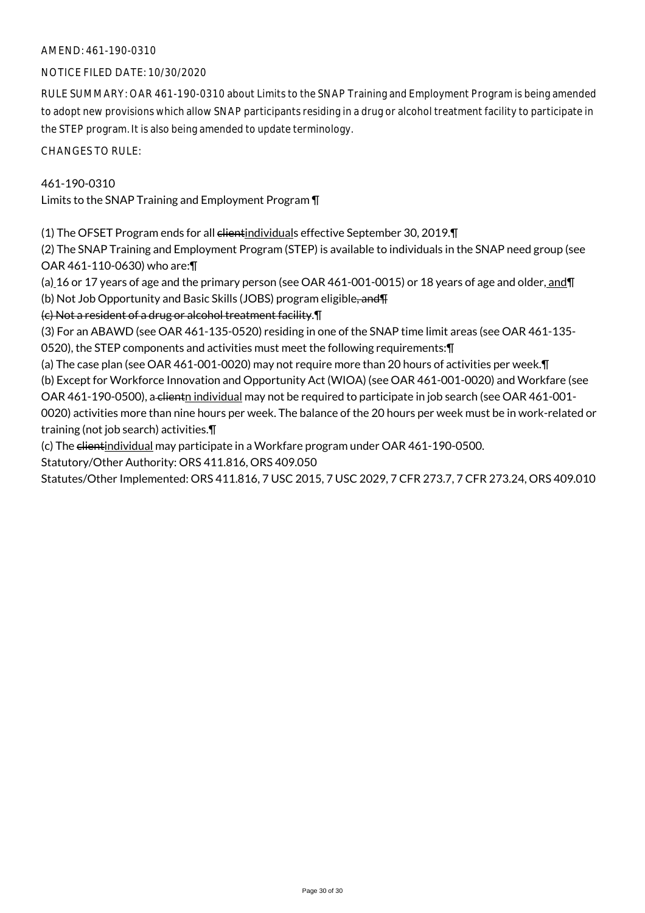AMEND: 461-190-0310

NOTICE FILED DATE: 10/30/2020

RULE SUMMARY: OAR 461-190-0310 about Limits to the SNAP Training and Employment Program is being amended to adopt new provisions which allow SNAP participants residing in a drug or alcohol treatment facility to participate in the STEP program. It is also being amended to update terminology.

CHANGES TO RULE:

461-190-0310
Limits to the SNAP Training and Employment Program ¶

(1) The OFSET Program ends for all ~~client~~individuals effective September 30, 2019.¶
(2) The SNAP Training and Employment Program (STEP) is available to individuals in the SNAP need group (see OAR 461-110-0630) who are:¶
(a) 16 or 17 years of age and the primary person (see OAR 461-001-0015) or 18 years of age and older, and¶
(b) Not Job Opportunity and Basic Skills (JOBS) program eligible~~, and¶~~
~~(c) Not a resident of a drug or alcohol treatment facility~~.¶
(3) For an ABAWD (see OAR 461-135-0520) residing in one of the SNAP time limit areas (see OAR 461-135-0520), the STEP components and activities must meet the following requirements:¶
(a) The case plan (see OAR 461-001-0020) may not require more than 20 hours of activities per week.¶
(b) Except for Workforce Innovation and Opportunity Act (WIOA) (see OAR 461-001-0020) and Workfare (see OAR 461-190-0500), a ~~client~~n individual may not be required to participate in job search (see OAR 461-001-0020) activities more than nine hours per week. The balance of the 20 hours per week must be in work-related or training (not job search) activities.¶
(c) The ~~client~~individual may participate in a Workfare program under OAR 461-190-0500.
Statutory/Other Authority: ORS 411.816, ORS 409.050
Statutes/Other Implemented: ORS 411.816, 7 USC 2015, 7 USC 2029, 7 CFR 273.7, 7 CFR 273.24, ORS 409.010